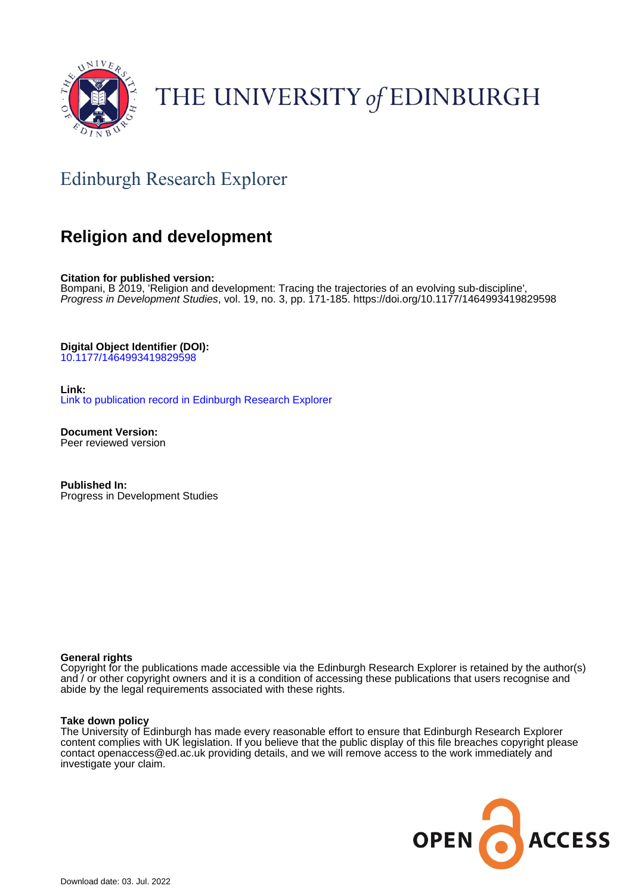THE UNIVERSITY of EDINBURGH

## Edinburgh Research Explorer

# Religion and development

**Citation for published version:**
Bompani, B 2019, 'Religion and development: Tracing the trajectories of an evolving sub-discipline', *Progress in Development Studies*, vol. 19, no. 3, pp. 171-185. https://doi.org/10.1177/1464993419829598

**Digital Object Identifier (DOI):**
10.1177/1464993419829598

**Link:**
Link to publication record in Edinburgh Research Explorer

**Document Version:**
Peer reviewed version

**Published In:**
Progress in Development Studies

**General rights**
Copyright for the publications made accessible via the Edinburgh Research Explorer is retained by the author(s) and / or other copyright owners and it is a condition of accessing these publications that users recognise and abide by the legal requirements associated with these rights.

**Take down policy**
The University of Edinburgh has made every reasonable effort to ensure that Edinburgh Research Explorer content complies with UK legislation. If you believe that the public display of this file breaches copyright please contact openaccess@ed.ac.uk providing details, and we will remove access to the work immediately and investigate your claim.

Download date: 03. Jul. 2022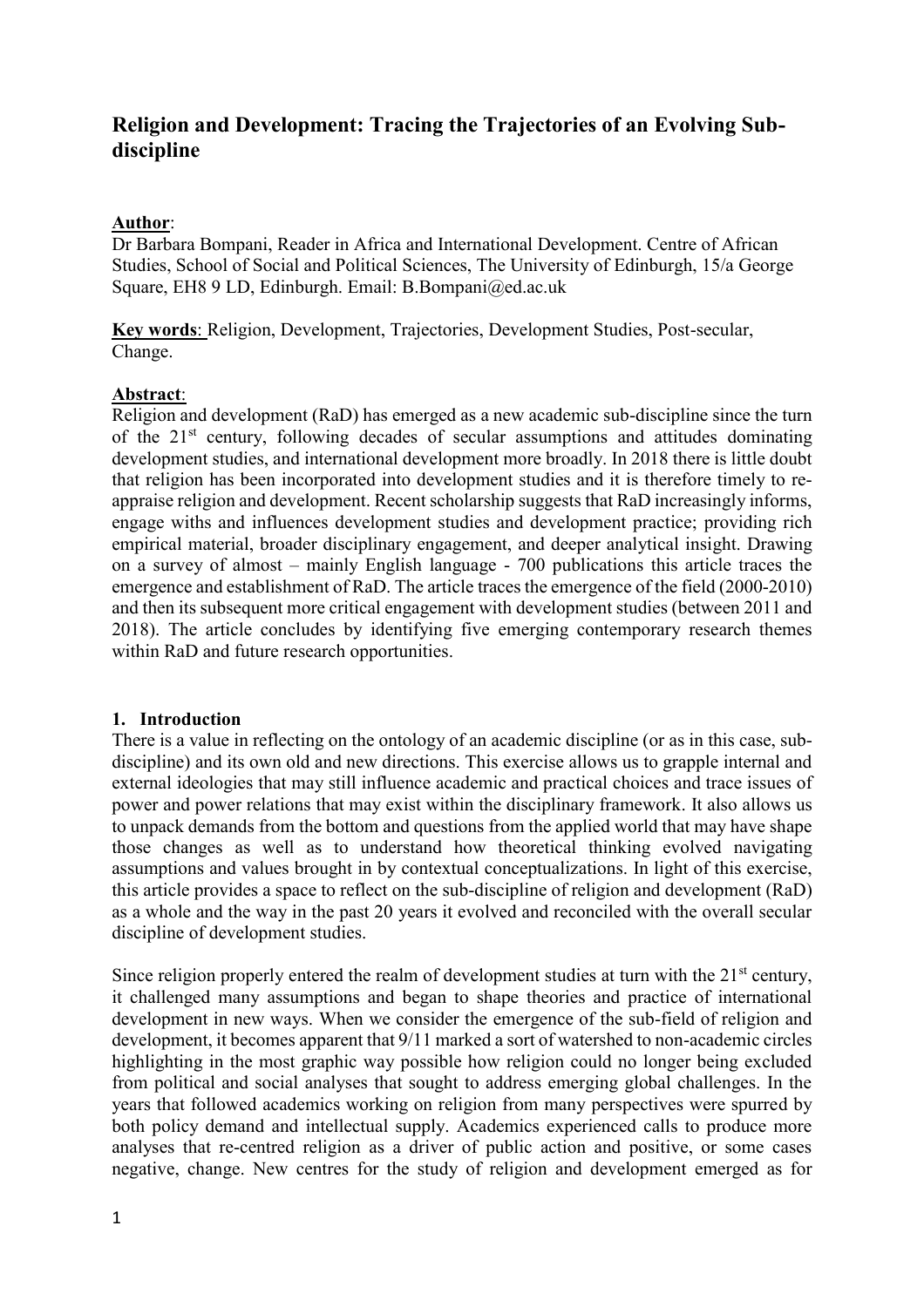# Religion and Development: Tracing the Trajectories of an Evolving Sub-discipline

**Author**:
Dr Barbara Bompani, Reader in Africa and International Development. Centre of African Studies, School of Social and Political Sciences, The University of Edinburgh, 15/a George Square, EH8 9 LD, Edinburgh. Email: B.Bompani@ed.ac.uk

**Key words**: Religion, Development, Trajectories, Development Studies, Post-secular, Change.

**Abstract**:
Religion and development (RaD) has emerged as a new academic sub-discipline since the turn of the 21st century, following decades of secular assumptions and attitudes dominating development studies, and international development more broadly. In 2018 there is little doubt that religion has been incorporated into development studies and it is therefore timely to re-appraise religion and development. Recent scholarship suggests that RaD increasingly informs, engage withs and influences development studies and development practice; providing rich empirical material, broader disciplinary engagement, and deeper analytical insight. Drawing on a survey of almost – mainly English language - 700 publications this article traces the emergence and establishment of RaD. The article traces the emergence of the field (2000-2010) and then its subsequent more critical engagement with development studies (between 2011 and 2018). The article concludes by identifying five emerging contemporary research themes within RaD and future research opportunities.

## 1. Introduction

There is a value in reflecting on the ontology of an academic discipline (or as in this case, sub-discipline) and its own old and new directions. This exercise allows us to grapple internal and external ideologies that may still influence academic and practical choices and trace issues of power and power relations that may exist within the disciplinary framework. It also allows us to unpack demands from the bottom and questions from the applied world that may have shape those changes as well as to understand how theoretical thinking evolved navigating assumptions and values brought in by contextual conceptualizations. In light of this exercise, this article provides a space to reflect on the sub-discipline of religion and development (RaD) as a whole and the way in the past 20 years it evolved and reconciled with the overall secular discipline of development studies.

Since religion properly entered the realm of development studies at turn with the 21st century, it challenged many assumptions and began to shape theories and practice of international development in new ways. When we consider the emergence of the sub-field of religion and development, it becomes apparent that 9/11 marked a sort of watershed to non-academic circles highlighting in the most graphic way possible how religion could no longer being excluded from political and social analyses that sought to address emerging global challenges. In the years that followed academics working on religion from many perspectives were spurred by both policy demand and intellectual supply. Academics experienced calls to produce more analyses that re-centred religion as a driver of public action and positive, or some cases negative, change. New centres for the study of religion and development emerged as for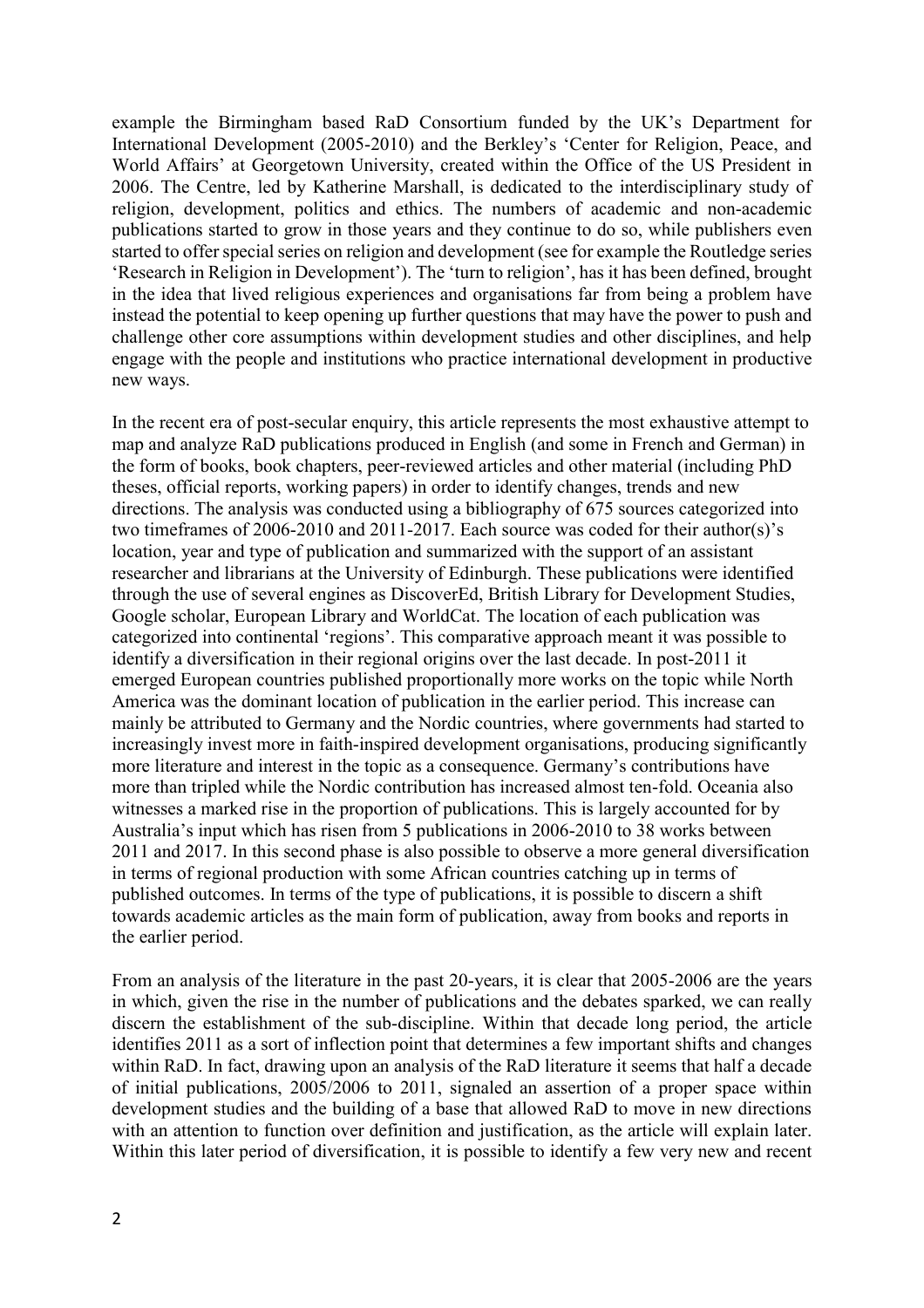example the Birmingham based RaD Consortium funded by the UK's Department for International Development (2005-2010) and the Berkley's 'Center for Religion, Peace, and World Affairs' at Georgetown University, created within the Office of the US President in 2006. The Centre, led by Katherine Marshall, is dedicated to the interdisciplinary study of religion, development, politics and ethics. The numbers of academic and non-academic publications started to grow in those years and they continue to do so, while publishers even started to offer special series on religion and development (see for example the Routledge series 'Research in Religion in Development'). The 'turn to religion', has it has been defined, brought in the idea that lived religious experiences and organisations far from being a problem have instead the potential to keep opening up further questions that may have the power to push and challenge other core assumptions within development studies and other disciplines, and help engage with the people and institutions who practice international development in productive new ways.

In the recent era of post-secular enquiry, this article represents the most exhaustive attempt to map and analyze RaD publications produced in English (and some in French and German) in the form of books, book chapters, peer-reviewed articles and other material (including PhD theses, official reports, working papers) in order to identify changes, trends and new directions. The analysis was conducted using a bibliography of 675 sources categorized into two timeframes of 2006-2010 and 2011-2017. Each source was coded for their author(s)'s location, year and type of publication and summarized with the support of an assistant researcher and librarians at the University of Edinburgh. These publications were identified through the use of several engines as DiscoverEd, British Library for Development Studies, Google scholar, European Library and WorldCat. The location of each publication was categorized into continental 'regions'. This comparative approach meant it was possible to identify a diversification in their regional origins over the last decade. In post-2011 it emerged European countries published proportionally more works on the topic while North America was the dominant location of publication in the earlier period. This increase can mainly be attributed to Germany and the Nordic countries, where governments had started to increasingly invest more in faith-inspired development organisations, producing significantly more literature and interest in the topic as a consequence. Germany's contributions have more than tripled while the Nordic contribution has increased almost ten-fold. Oceania also witnesses a marked rise in the proportion of publications. This is largely accounted for by Australia's input which has risen from 5 publications in 2006-2010 to 38 works between 2011 and 2017. In this second phase is also possible to observe a more general diversification in terms of regional production with some African countries catching up in terms of published outcomes. In terms of the type of publications, it is possible to discern a shift towards academic articles as the main form of publication, away from books and reports in the earlier period.

From an analysis of the literature in the past 20-years, it is clear that 2005-2006 are the years in which, given the rise in the number of publications and the debates sparked, we can really discern the establishment of the sub-discipline. Within that decade long period, the article identifies 2011 as a sort of inflection point that determines a few important shifts and changes within RaD. In fact, drawing upon an analysis of the RaD literature it seems that half a decade of initial publications, 2005/2006 to 2011, signaled an assertion of a proper space within development studies and the building of a base that allowed RaD to move in new directions with an attention to function over definition and justification, as the article will explain later. Within this later period of diversification, it is possible to identify a few very new and recent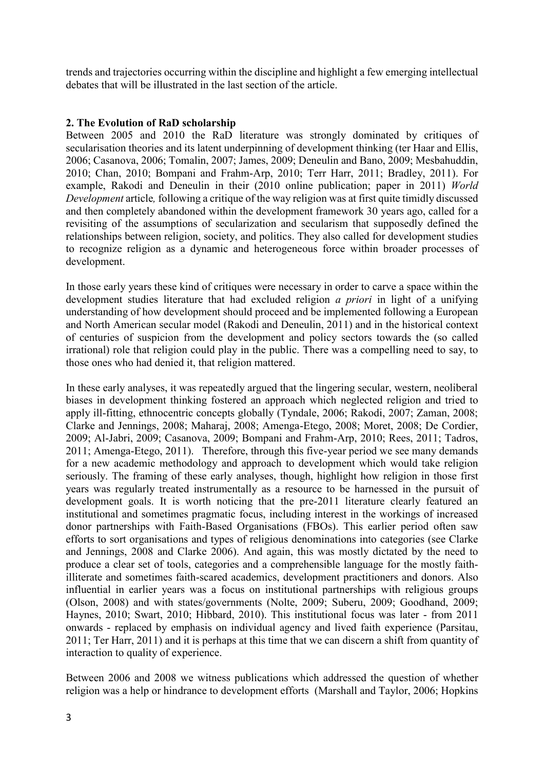trends and trajectories occurring within the discipline and highlight a few emerging intellectual debates that will be illustrated in the last section of the article.

## 2. The Evolution of RaD scholarship

Between 2005 and 2010 the RaD literature was strongly dominated by critiques of secularisation theories and its latent underpinning of development thinking (ter Haar and Ellis, 2006; Casanova, 2006; Tomalin, 2007; James, 2009; Deneulin and Bano, 2009; Mesbahuddin, 2010; Chan, 2010; Bompani and Frahm-Arp, 2010; Terr Harr, 2011; Bradley, 2011). For example, Rakodi and Deneulin in their (2010 online publication; paper in 2011) *World Development* article*,* following a critique of the way religion was at first quite timidly discussed and then completely abandoned within the development framework 30 years ago, called for a revisiting of the assumptions of secularization and secularism that supposedly defined the relationships between religion, society, and politics. They also called for development studies to recognize religion as a dynamic and heterogeneous force within broader processes of development.

In those early years these kind of critiques were necessary in order to carve a space within the development studies literature that had excluded religion *a priori* in light of a unifying understanding of how development should proceed and be implemented following a European and North American secular model (Rakodi and Deneulin, 2011) and in the historical context of centuries of suspicion from the development and policy sectors towards the (so called irrational) role that religion could play in the public. There was a compelling need to say, to those ones who had denied it, that religion mattered.

In these early analyses, it was repeatedly argued that the lingering secular, western, neoliberal biases in development thinking fostered an approach which neglected religion and tried to apply ill-fitting, ethnocentric concepts globally (Tyndale, 2006; Rakodi, 2007; Zaman, 2008; Clarke and Jennings, 2008; Maharaj, 2008; Amenga-Etego, 2008; Moret, 2008; De Cordier, 2009; Al-Jabri, 2009; Casanova, 2009; Bompani and Frahm-Arp, 2010; Rees, 2011; Tadros, 2011; Amenga-Etego, 2011). Therefore, through this five-year period we see many demands for a new academic methodology and approach to development which would take religion seriously. The framing of these early analyses, though, highlight how religion in those first years was regularly treated instrumentally as a resource to be harnessed in the pursuit of development goals. It is worth noticing that the pre-2011 literature clearly featured an institutional and sometimes pragmatic focus, including interest in the workings of increased donor partnerships with Faith-Based Organisations (FBOs). This earlier period often saw efforts to sort organisations and types of religious denominations into categories (see Clarke and Jennings, 2008 and Clarke 2006). And again, this was mostly dictated by the need to produce a clear set of tools, categories and a comprehensible language for the mostly faith-illiterate and sometimes faith-scared academics, development practitioners and donors. Also influential in earlier years was a focus on institutional partnerships with religious groups (Olson, 2008) and with states/governments (Nolte, 2009; Suberu, 2009; Goodhand, 2009; Haynes, 2010; Swart, 2010; Hibbard, 2010). This institutional focus was later - from 2011 onwards - replaced by emphasis on individual agency and lived faith experience (Parsitau, 2011; Ter Harr, 2011) and it is perhaps at this time that we can discern a shift from quantity of interaction to quality of experience.

Between 2006 and 2008 we witness publications which addressed the question of whether religion was a help or hindrance to development efforts (Marshall and Taylor, 2006; Hopkins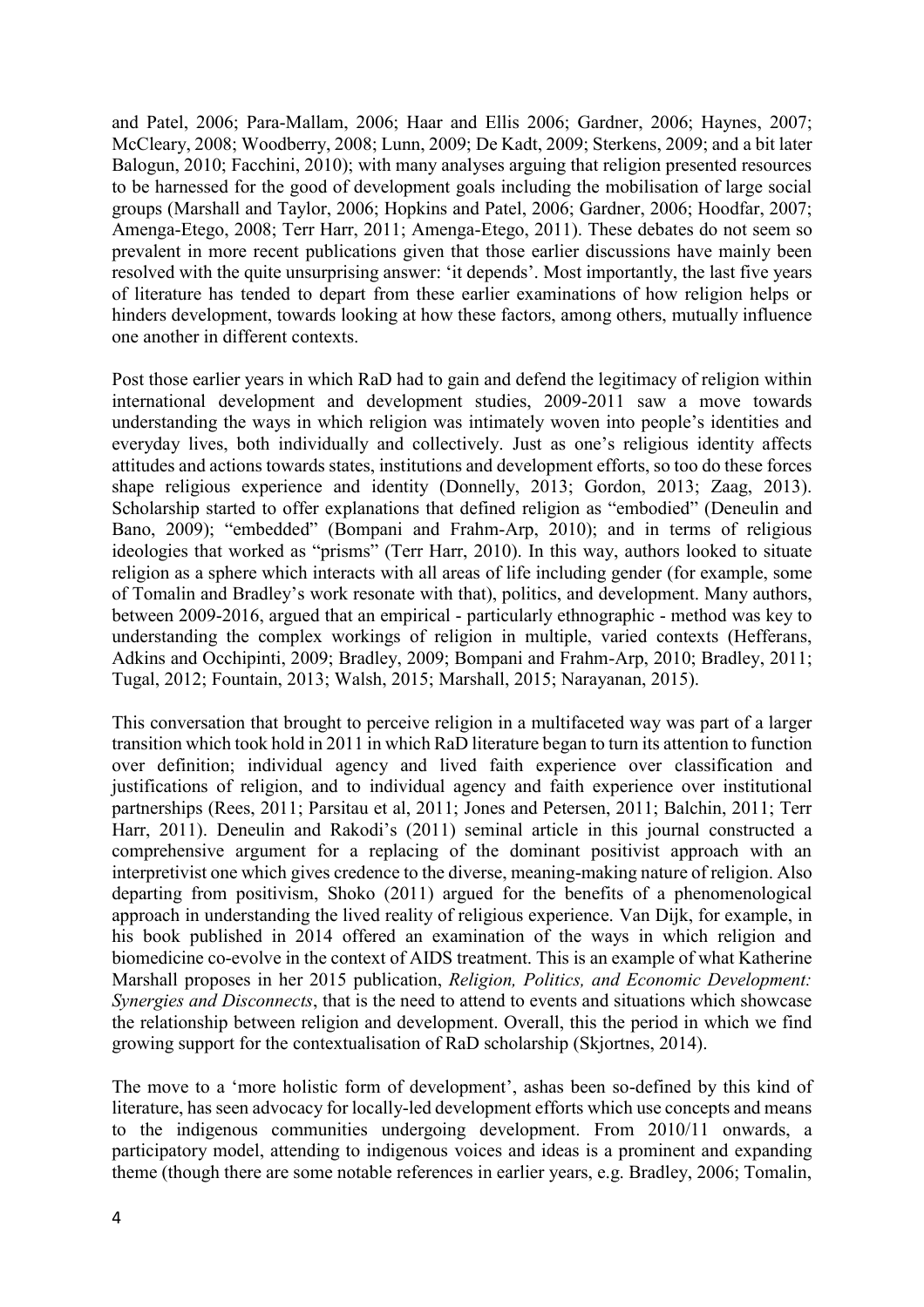and Patel, 2006; Para-Mallam, 2006; Haar and Ellis 2006; Gardner, 2006; Haynes, 2007; McCleary, 2008; Woodberry, 2008; Lunn, 2009; De Kadt, 2009; Sterkens, 2009; and a bit later Balogun, 2010; Facchini, 2010); with many analyses arguing that religion presented resources to be harnessed for the good of development goals including the mobilisation of large social groups (Marshall and Taylor, 2006; Hopkins and Patel, 2006; Gardner, 2006; Hoodfar, 2007; Amenga-Etego, 2008; Terr Harr, 2011; Amenga-Etego, 2011). These debates do not seem so prevalent in more recent publications given that those earlier discussions have mainly been resolved with the quite unsurprising answer: 'it depends'. Most importantly, the last five years of literature has tended to depart from these earlier examinations of how religion helps or hinders development, towards looking at how these factors, among others, mutually influence one another in different contexts.

Post those earlier years in which RaD had to gain and defend the legitimacy of religion within international development and development studies, 2009-2011 saw a move towards understanding the ways in which religion was intimately woven into people's identities and everyday lives, both individually and collectively. Just as one's religious identity affects attitudes and actions towards states, institutions and development efforts, so too do these forces shape religious experience and identity (Donnelly, 2013; Gordon, 2013; Zaag, 2013). Scholarship started to offer explanations that defined religion as "embodied" (Deneulin and Bano, 2009); "embedded" (Bompani and Frahm-Arp, 2010); and in terms of religious ideologies that worked as "prisms" (Terr Harr, 2010). In this way, authors looked to situate religion as a sphere which interacts with all areas of life including gender (for example, some of Tomalin and Bradley's work resonate with that), politics, and development. Many authors, between 2009-2016, argued that an empirical - particularly ethnographic - method was key to understanding the complex workings of religion in multiple, varied contexts (Hefferans, Adkins and Occhipinti, 2009; Bradley, 2009; Bompani and Frahm-Arp, 2010; Bradley, 2011; Tugal, 2012; Fountain, 2013; Walsh, 2015; Marshall, 2015; Narayanan, 2015).

This conversation that brought to perceive religion in a multifaceted way was part of a larger transition which took hold in 2011 in which RaD literature began to turn its attention to function over definition; individual agency and lived faith experience over classification and justifications of religion, and to individual agency and faith experience over institutional partnerships (Rees, 2011; Parsitau et al, 2011; Jones and Petersen, 2011; Balchin, 2011; Terr Harr, 2011). Deneulin and Rakodi's (2011) seminal article in this journal constructed a comprehensive argument for a replacing of the dominant positivist approach with an interpretivist one which gives credence to the diverse, meaning-making nature of religion. Also departing from positivism, Shoko (2011) argued for the benefits of a phenomenological approach in understanding the lived reality of religious experience. Van Dijk, for example, in his book published in 2014 offered an examination of the ways in which religion and biomedicine co-evolve in the context of AIDS treatment. This is an example of what Katherine Marshall proposes in her 2015 publication, *Religion, Politics, and Economic Development: Synergies and Disconnects*, that is the need to attend to events and situations which showcase the relationship between religion and development. Overall, this the period in which we find growing support for the contextualisation of RaD scholarship (Skjortnes, 2014).

The move to a 'more holistic form of development', ashas been so-defined by this kind of literature, has seen advocacy for locally-led development efforts which use concepts and means to the indigenous communities undergoing development. From 2010/11 onwards, a participatory model, attending to indigenous voices and ideas is a prominent and expanding theme (though there are some notable references in earlier years, e.g. Bradley, 2006; Tomalin,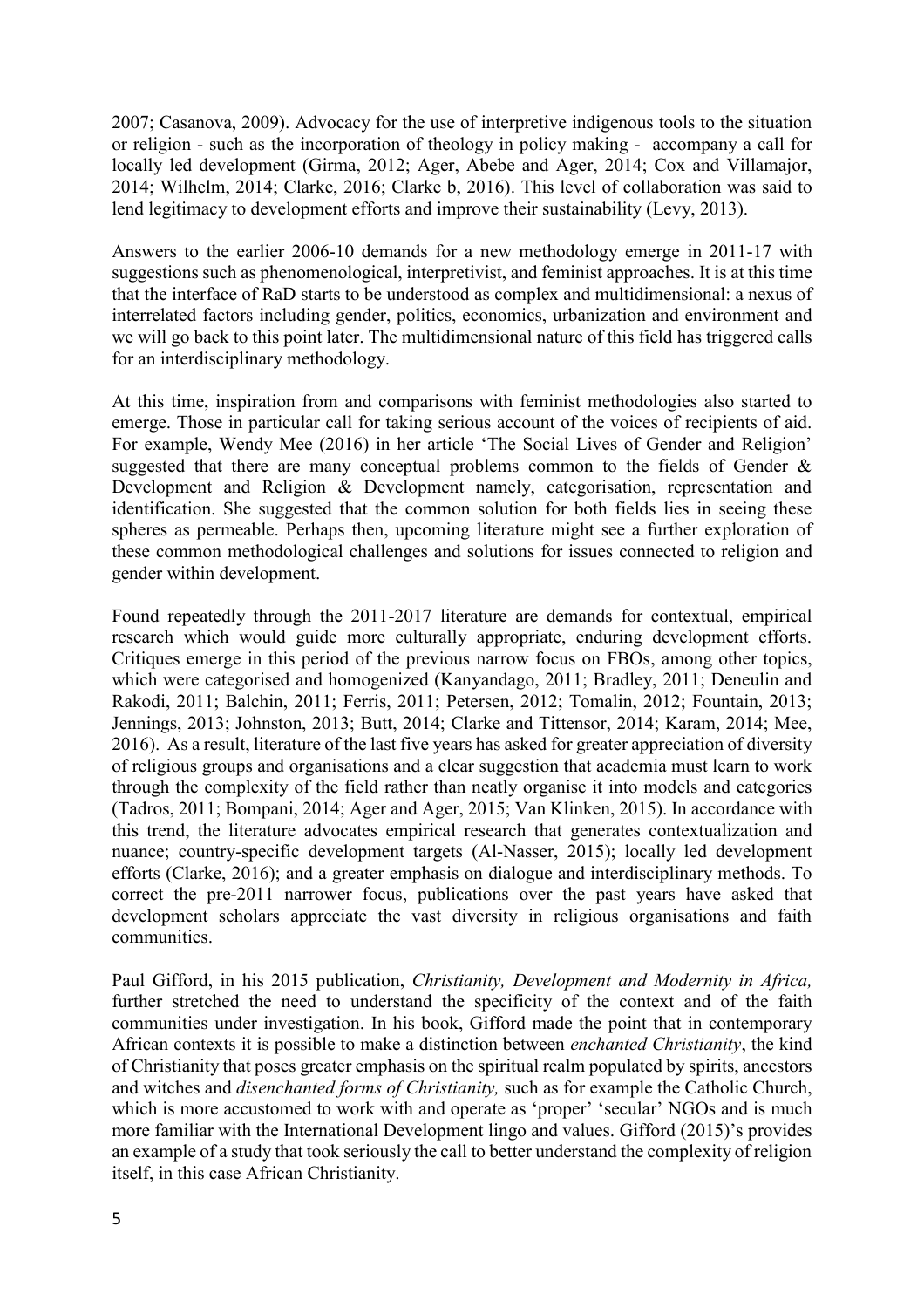2007; Casanova, 2009). Advocacy for the use of interpretive indigenous tools to the situation or religion - such as the incorporation of theology in policy making - accompany a call for locally led development (Girma, 2012; Ager, Abebe and Ager, 2014; Cox and Villamajor, 2014; Wilhelm, 2014; Clarke, 2016; Clarke b, 2016). This level of collaboration was said to lend legitimacy to development efforts and improve their sustainability (Levy, 2013).

Answers to the earlier 2006-10 demands for a new methodology emerge in 2011-17 with suggestions such as phenomenological, interpretivist, and feminist approaches. It is at this time that the interface of RaD starts to be understood as complex and multidimensional: a nexus of interrelated factors including gender, politics, economics, urbanization and environment and we will go back to this point later. The multidimensional nature of this field has triggered calls for an interdisciplinary methodology.

At this time, inspiration from and comparisons with feminist methodologies also started to emerge. Those in particular call for taking serious account of the voices of recipients of aid. For example, Wendy Mee (2016) in her article 'The Social Lives of Gender and Religion' suggested that there are many conceptual problems common to the fields of Gender & Development and Religion & Development namely, categorisation, representation and identification. She suggested that the common solution for both fields lies in seeing these spheres as permeable. Perhaps then, upcoming literature might see a further exploration of these common methodological challenges and solutions for issues connected to religion and gender within development.

Found repeatedly through the 2011-2017 literature are demands for contextual, empirical research which would guide more culturally appropriate, enduring development efforts. Critiques emerge in this period of the previous narrow focus on FBOs, among other topics, which were categorised and homogenized (Kanyandago, 2011; Bradley, 2011; Deneulin and Rakodi, 2011; Balchin, 2011; Ferris, 2011; Petersen, 2012; Tomalin, 2012; Fountain, 2013; Jennings, 2013; Johnston, 2013; Butt, 2014; Clarke and Tittensor, 2014; Karam, 2014; Mee, 2016). As a result, literature of the last five years has asked for greater appreciation of diversity of religious groups and organisations and a clear suggestion that academia must learn to work through the complexity of the field rather than neatly organise it into models and categories (Tadros, 2011; Bompani, 2014; Ager and Ager, 2015; Van Klinken, 2015). In accordance with this trend, the literature advocates empirical research that generates contextualization and nuance; country-specific development targets (Al-Nasser, 2015); locally led development efforts (Clarke, 2016); and a greater emphasis on dialogue and interdisciplinary methods. To correct the pre-2011 narrower focus, publications over the past years have asked that development scholars appreciate the vast diversity in religious organisations and faith communities.

Paul Gifford, in his 2015 publication, *Christianity, Development and Modernity in Africa,* further stretched the need to understand the specificity of the context and of the faith communities under investigation. In his book, Gifford made the point that in contemporary African contexts it is possible to make a distinction between *enchanted Christianity*, the kind of Christianity that poses greater emphasis on the spiritual realm populated by spirits, ancestors and witches and *disenchanted forms of Christianity,* such as for example the Catholic Church, which is more accustomed to work with and operate as 'proper' 'secular' NGOs and is much more familiar with the International Development lingo and values. Gifford (2015)'s provides an example of a study that took seriously the call to better understand the complexity of religion itself, in this case African Christianity.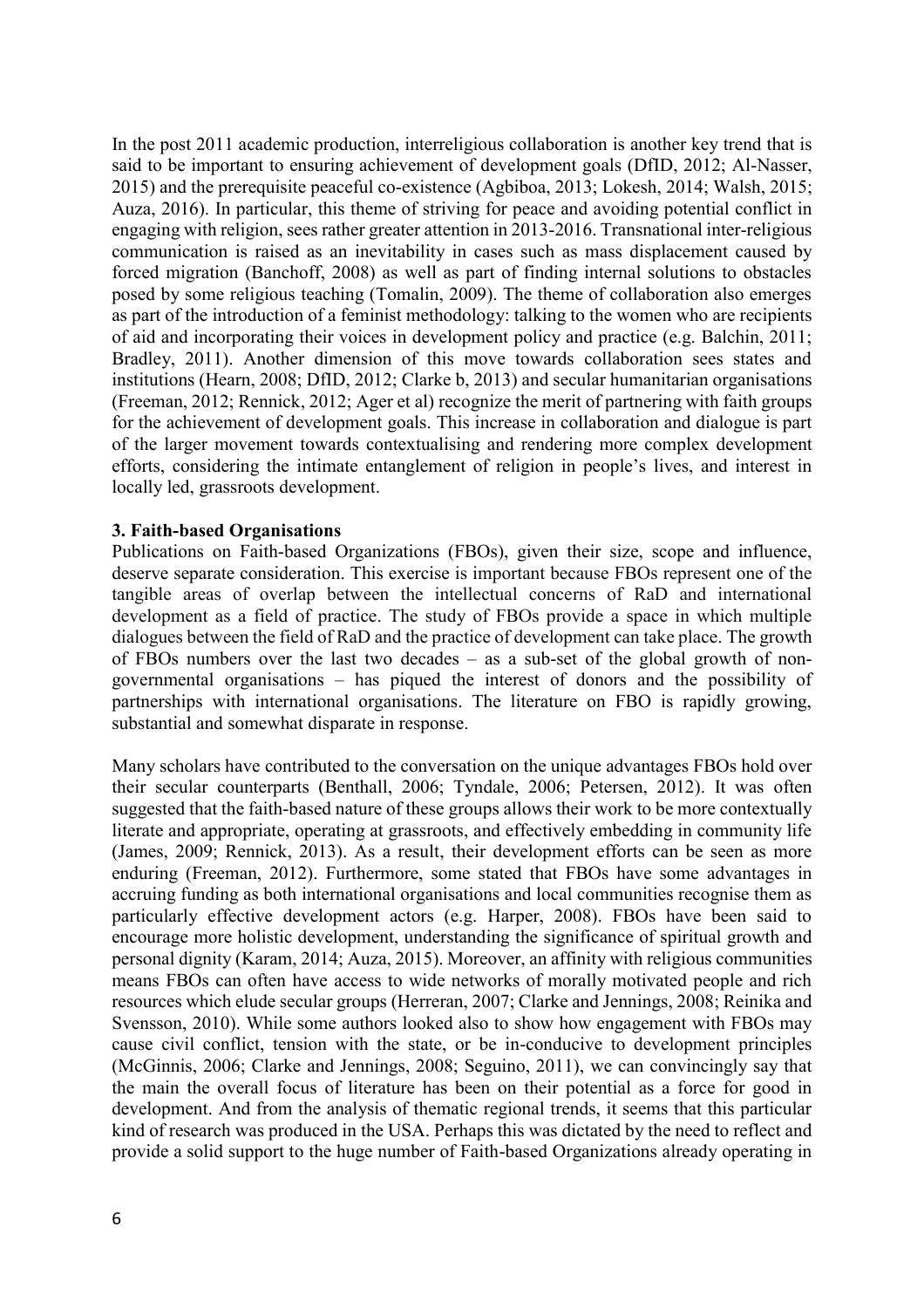In the post 2011 academic production, interreligious collaboration is another key trend that is said to be important to ensuring achievement of development goals (DfID, 2012; Al-Nasser, 2015) and the prerequisite peaceful co-existence (Agbiboa, 2013; Lokesh, 2014; Walsh, 2015; Auza, 2016). In particular, this theme of striving for peace and avoiding potential conflict in engaging with religion, sees rather greater attention in 2013-2016. Transnational inter-religious communication is raised as an inevitability in cases such as mass displacement caused by forced migration (Banchoff, 2008) as well as part of finding internal solutions to obstacles posed by some religious teaching (Tomalin, 2009). The theme of collaboration also emerges as part of the introduction of a feminist methodology: talking to the women who are recipients of aid and incorporating their voices in development policy and practice (e.g. Balchin, 2011; Bradley, 2011). Another dimension of this move towards collaboration sees states and institutions (Hearn, 2008; DfID, 2012; Clarke b, 2013) and secular humanitarian organisations (Freeman, 2012; Rennick, 2012; Ager et al) recognize the merit of partnering with faith groups for the achievement of development goals. This increase in collaboration and dialogue is part of the larger movement towards contextualising and rendering more complex development efforts, considering the intimate entanglement of religion in people's lives, and interest in locally led, grassroots development.

**3. Faith-based Organisations**

Publications on Faith-based Organizations (FBOs), given their size, scope and influence, deserve separate consideration. This exercise is important because FBOs represent one of the tangible areas of overlap between the intellectual concerns of RaD and international development as a field of practice. The study of FBOs provide a space in which multiple dialogues between the field of RaD and the practice of development can take place. The growth of FBOs numbers over the last two decades – as a sub-set of the global growth of non-governmental organisations – has piqued the interest of donors and the possibility of partnerships with international organisations. The literature on FBO is rapidly growing, substantial and somewhat disparate in response.

Many scholars have contributed to the conversation on the unique advantages FBOs hold over their secular counterparts (Benthall, 2006; Tyndale, 2006; Petersen, 2012). It was often suggested that the faith-based nature of these groups allows their work to be more contextually literate and appropriate, operating at grassroots, and effectively embedding in community life (James, 2009; Rennick, 2013). As a result, their development efforts can be seen as more enduring (Freeman, 2012). Furthermore, some stated that FBOs have some advantages in accruing funding as both international organisations and local communities recognise them as particularly effective development actors (e.g. Harper, 2008). FBOs have been said to encourage more holistic development, understanding the significance of spiritual growth and personal dignity (Karam, 2014; Auza, 2015). Moreover, an affinity with religious communities means FBOs can often have access to wide networks of morally motivated people and rich resources which elude secular groups (Herreran, 2007; Clarke and Jennings, 2008; Reinika and Svensson, 2010). While some authors looked also to show how engagement with FBOs may cause civil conflict, tension with the state, or be in-conducive to development principles (McGinnis, 2006; Clarke and Jennings, 2008; Seguino, 2011), we can convincingly say that the main the overall focus of literature has been on their potential as a force for good in development. And from the analysis of thematic regional trends, it seems that this particular kind of research was produced in the USA. Perhaps this was dictated by the need to reflect and provide a solid support to the huge number of Faith-based Organizations already operating in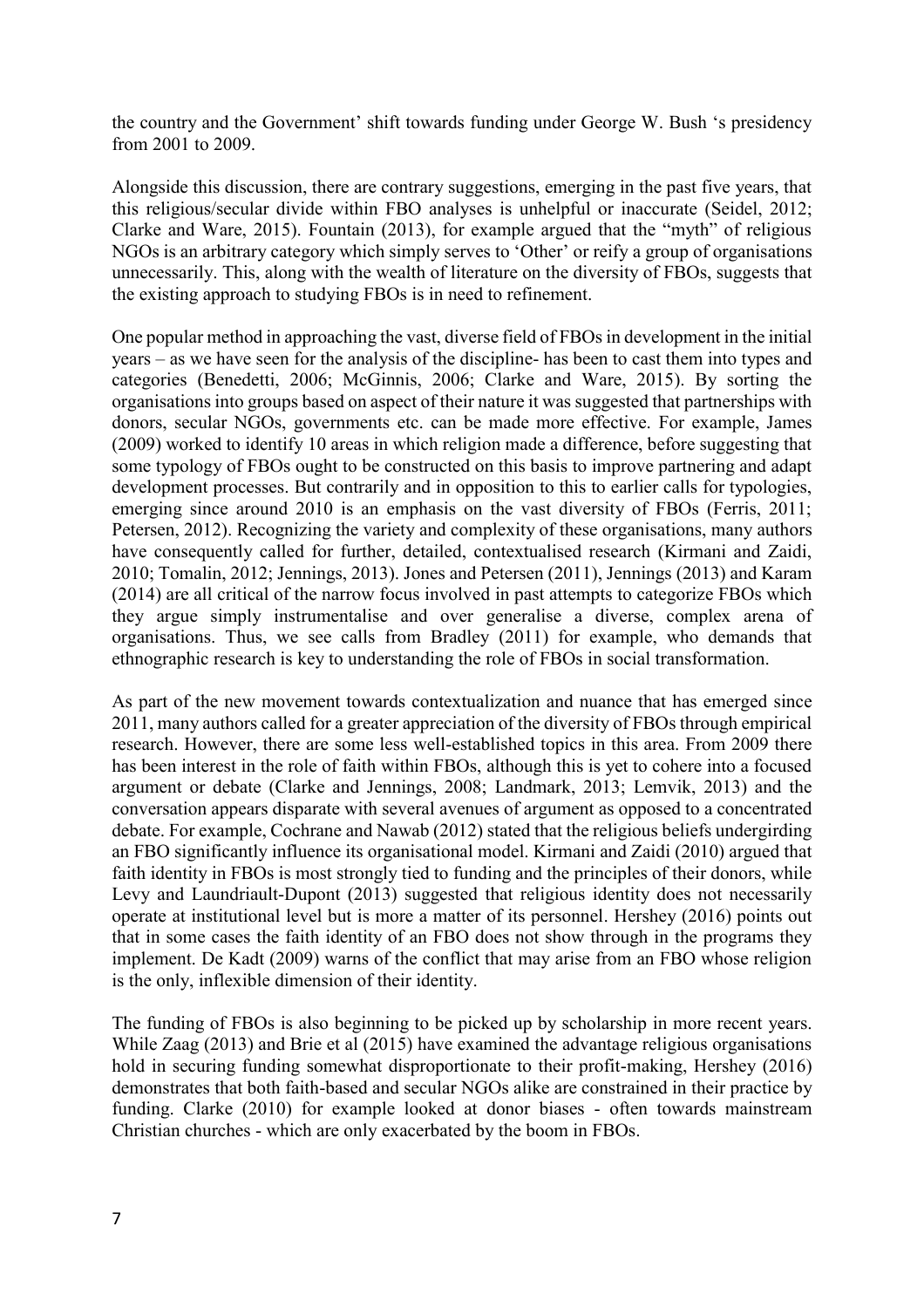the country and the Government' shift towards funding under George W. Bush 's presidency from 2001 to 2009.

Alongside this discussion, there are contrary suggestions, emerging in the past five years, that this religious/secular divide within FBO analyses is unhelpful or inaccurate (Seidel, 2012; Clarke and Ware, 2015). Fountain (2013), for example argued that the "myth" of religious NGOs is an arbitrary category which simply serves to 'Other' or reify a group of organisations unnecessarily. This, along with the wealth of literature on the diversity of FBOs, suggests that the existing approach to studying FBOs is in need to refinement.

One popular method in approaching the vast, diverse field of FBOs in development in the initial years – as we have seen for the analysis of the discipline- has been to cast them into types and categories (Benedetti, 2006; McGinnis, 2006; Clarke and Ware, 2015). By sorting the organisations into groups based on aspect of their nature it was suggested that partnerships with donors, secular NGOs, governments etc. can be made more effective. For example, James (2009) worked to identify 10 areas in which religion made a difference, before suggesting that some typology of FBOs ought to be constructed on this basis to improve partnering and adapt development processes. But contrarily and in opposition to this to earlier calls for typologies, emerging since around 2010 is an emphasis on the vast diversity of FBOs (Ferris, 2011; Petersen, 2012). Recognizing the variety and complexity of these organisations, many authors have consequently called for further, detailed, contextualised research (Kirmani and Zaidi, 2010; Tomalin, 2012; Jennings, 2013). Jones and Petersen (2011), Jennings (2013) and Karam (2014) are all critical of the narrow focus involved in past attempts to categorize FBOs which they argue simply instrumentalise and over generalise a diverse, complex arena of organisations. Thus, we see calls from Bradley (2011) for example, who demands that ethnographic research is key to understanding the role of FBOs in social transformation.

As part of the new movement towards contextualization and nuance that has emerged since 2011, many authors called for a greater appreciation of the diversity of FBOs through empirical research. However, there are some less well-established topics in this area. From 2009 there has been interest in the role of faith within FBOs, although this is yet to cohere into a focused argument or debate (Clarke and Jennings, 2008; Landmark, 2013; Lemvik, 2013) and the conversation appears disparate with several avenues of argument as opposed to a concentrated debate. For example, Cochrane and Nawab (2012) stated that the religious beliefs undergirding an FBO significantly influence its organisational model. Kirmani and Zaidi (2010) argued that faith identity in FBOs is most strongly tied to funding and the principles of their donors, while Levy and Laundriault-Dupont (2013) suggested that religious identity does not necessarily operate at institutional level but is more a matter of its personnel. Hershey (2016) points out that in some cases the faith identity of an FBO does not show through in the programs they implement. De Kadt (2009) warns of the conflict that may arise from an FBO whose religion is the only, inflexible dimension of their identity.

The funding of FBOs is also beginning to be picked up by scholarship in more recent years. While Zaag (2013) and Brie et al (2015) have examined the advantage religious organisations hold in securing funding somewhat disproportionate to their profit-making, Hershey (2016) demonstrates that both faith-based and secular NGOs alike are constrained in their practice by funding. Clarke (2010) for example looked at donor biases - often towards mainstream Christian churches - which are only exacerbated by the boom in FBOs.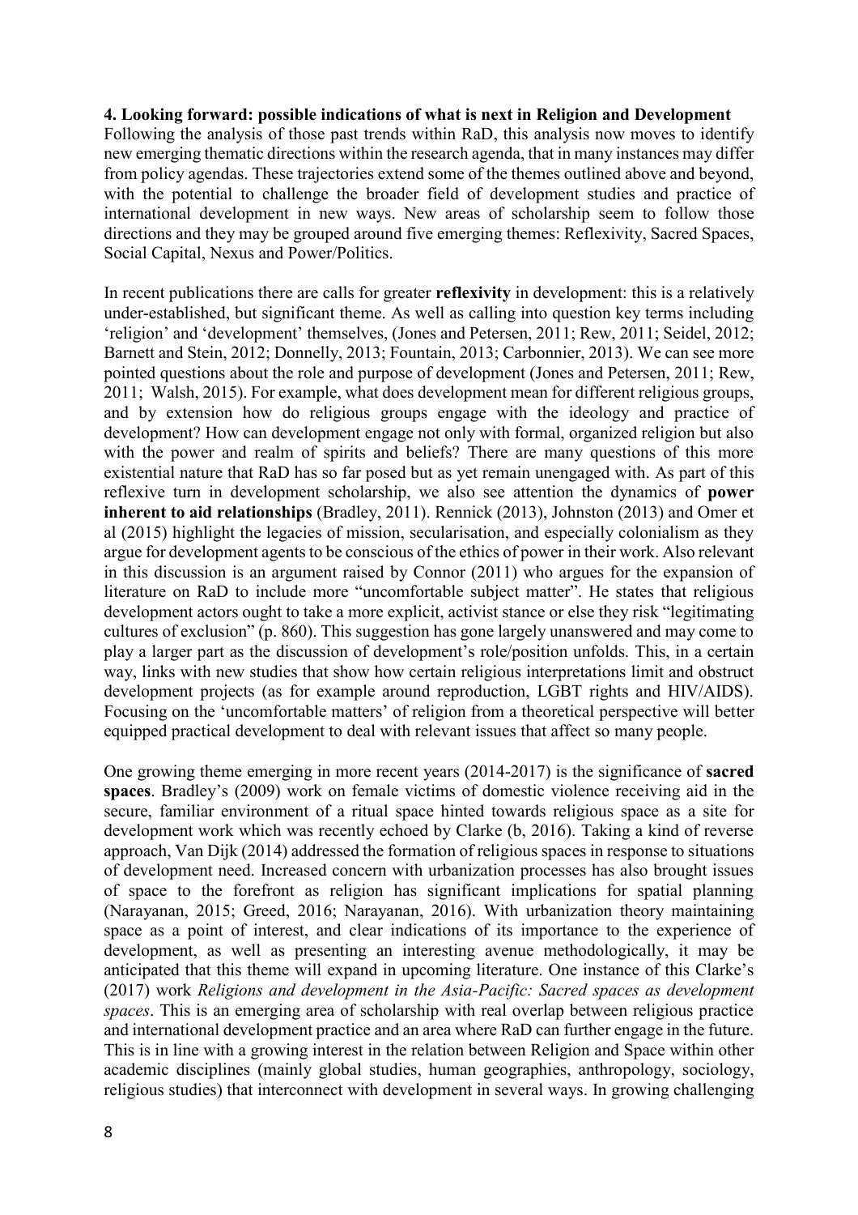**4. Looking forward: possible indications of what is next in Religion and Development**

Following the analysis of those past trends within RaD, this analysis now moves to identify new emerging thematic directions within the research agenda, that in many instances may differ from policy agendas. These trajectories extend some of the themes outlined above and beyond, with the potential to challenge the broader field of development studies and practice of international development in new ways. New areas of scholarship seem to follow those directions and they may be grouped around five emerging themes: Reflexivity, Sacred Spaces, Social Capital, Nexus and Power/Politics.

In recent publications there are calls for greater **reflexivity** in development: this is a relatively under-established, but significant theme. As well as calling into question key terms including 'religion' and 'development' themselves, (Jones and Petersen, 2011; Rew, 2011; Seidel, 2012; Barnett and Stein, 2012; Donnelly, 2013; Fountain, 2013; Carbonnier, 2013). We can see more pointed questions about the role and purpose of development (Jones and Petersen, 2011; Rew, 2011; Walsh, 2015). For example, what does development mean for different religious groups, and by extension how do religious groups engage with the ideology and practice of development? How can development engage not only with formal, organized religion but also with the power and realm of spirits and beliefs? There are many questions of this more existential nature that RaD has so far posed but as yet remain unengaged with. As part of this reflexive turn in development scholarship, we also see attention the dynamics of **power inherent to aid relationships** (Bradley, 2011). Rennick (2013), Johnston (2013) and Omer et al (2015) highlight the legacies of mission, secularisation, and especially colonialism as they argue for development agents to be conscious of the ethics of power in their work. Also relevant in this discussion is an argument raised by Connor (2011) who argues for the expansion of literature on RaD to include more "uncomfortable subject matter". He states that religious development actors ought to take a more explicit, activist stance or else they risk "legitimating cultures of exclusion" (p. 860). This suggestion has gone largely unanswered and may come to play a larger part as the discussion of development's role/position unfolds. This, in a certain way, links with new studies that show how certain religious interpretations limit and obstruct development projects (as for example around reproduction, LGBT rights and HIV/AIDS). Focusing on the 'uncomfortable matters' of religion from a theoretical perspective will better equipped practical development to deal with relevant issues that affect so many people.

One growing theme emerging in more recent years (2014-2017) is the significance of **sacred spaces**. Bradley's (2009) work on female victims of domestic violence receiving aid in the secure, familiar environment of a ritual space hinted towards religious space as a site for development work which was recently echoed by Clarke (b, 2016). Taking a kind of reverse approach, Van Dijk (2014) addressed the formation of religious spaces in response to situations of development need. Increased concern with urbanization processes has also brought issues of space to the forefront as religion has significant implications for spatial planning (Narayanan, 2015; Greed, 2016; Narayanan, 2016). With urbanization theory maintaining space as a point of interest, and clear indications of its importance to the experience of development, as well as presenting an interesting avenue methodologically, it may be anticipated that this theme will expand in upcoming literature. One instance of this Clarke's (2017) work *Religions and development in the Asia-Pacific: Sacred spaces as development spaces*. This is an emerging area of scholarship with real overlap between religious practice and international development practice and an area where RaD can further engage in the future. This is in line with a growing interest in the relation between Religion and Space within other academic disciplines (mainly global studies, human geographies, anthropology, sociology, religious studies) that interconnect with development in several ways. In growing challenging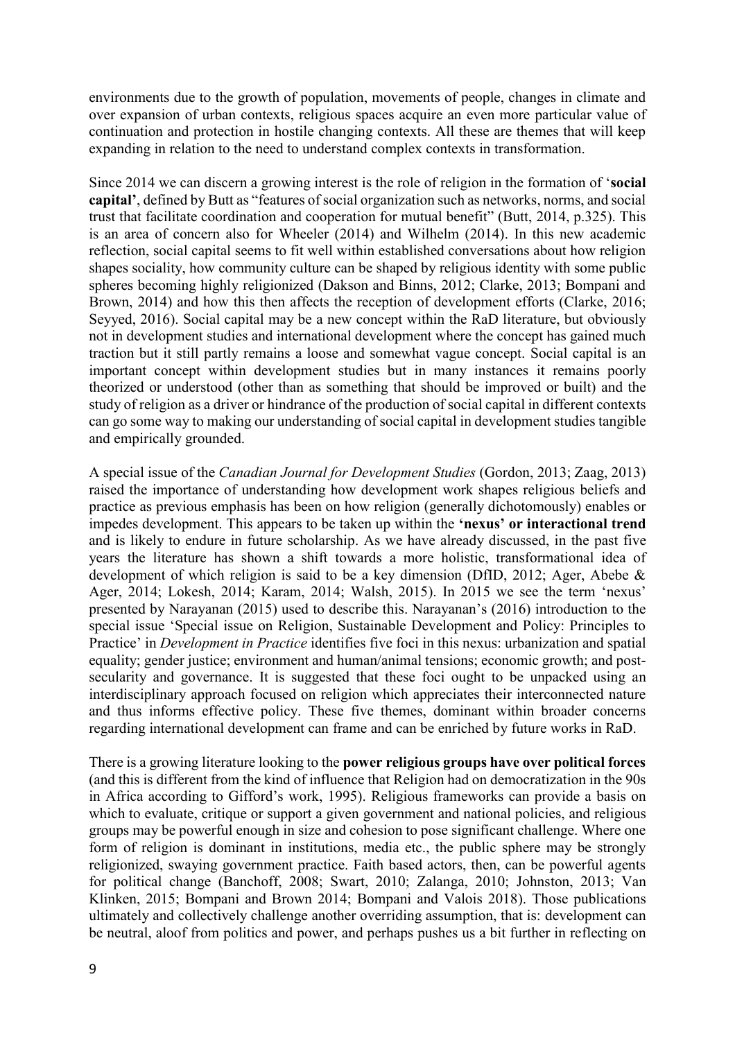environments due to the growth of population, movements of people, changes in climate and over expansion of urban contexts, religious spaces acquire an even more particular value of continuation and protection in hostile changing contexts. All these are themes that will keep expanding in relation to the need to understand complex contexts in transformation.

Since 2014 we can discern a growing interest is the role of religion in the formation of '**social capital'**, defined by Butt as "features of social organization such as networks, norms, and social trust that facilitate coordination and cooperation for mutual benefit" (Butt, 2014, p.325). This is an area of concern also for Wheeler (2014) and Wilhelm (2014). In this new academic reflection, social capital seems to fit well within established conversations about how religion shapes sociality, how community culture can be shaped by religious identity with some public spheres becoming highly religionized (Dakson and Binns, 2012; Clarke, 2013; Bompani and Brown, 2014) and how this then affects the reception of development efforts (Clarke, 2016; Seyyed, 2016). Social capital may be a new concept within the RaD literature, but obviously not in development studies and international development where the concept has gained much traction but it still partly remains a loose and somewhat vague concept. Social capital is an important concept within development studies but in many instances it remains poorly theorized or understood (other than as something that should be improved or built) and the study of religion as a driver or hindrance of the production of social capital in different contexts can go some way to making our understanding of social capital in development studies tangible and empirically grounded.

A special issue of the *Canadian Journal for Development Studies* (Gordon, 2013; Zaag, 2013) raised the importance of understanding how development work shapes religious beliefs and practice as previous emphasis has been on how religion (generally dichotomously) enables or impedes development. This appears to be taken up within the **'nexus' or interactional trend** and is likely to endure in future scholarship. As we have already discussed, in the past five years the literature has shown a shift towards a more holistic, transformational idea of development of which religion is said to be a key dimension (DfID, 2012; Ager, Abebe & Ager, 2014; Lokesh, 2014; Karam, 2014; Walsh, 2015). In 2015 we see the term 'nexus' presented by Narayanan (2015) used to describe this. Narayanan's (2016) introduction to the special issue 'Special issue on Religion, Sustainable Development and Policy: Principles to Practice' in *Development in Practice* identifies five foci in this nexus: urbanization and spatial equality; gender justice; environment and human/animal tensions; economic growth; and post-secularity and governance. It is suggested that these foci ought to be unpacked using an interdisciplinary approach focused on religion which appreciates their interconnected nature and thus informs effective policy. These five themes, dominant within broader concerns regarding international development can frame and can be enriched by future works in RaD.

There is a growing literature looking to the **power religious groups have over political forces** (and this is different from the kind of influence that Religion had on democratization in the 90s in Africa according to Gifford's work, 1995). Religious frameworks can provide a basis on which to evaluate, critique or support a given government and national policies, and religious groups may be powerful enough in size and cohesion to pose significant challenge. Where one form of religion is dominant in institutions, media etc., the public sphere may be strongly religionized, swaying government practice. Faith based actors, then, can be powerful agents for political change (Banchoff, 2008; Swart, 2010; Zalanga, 2010; Johnston, 2013; Van Klinken, 2015; Bompani and Brown 2014; Bompani and Valois 2018). Those publications ultimately and collectively challenge another overriding assumption, that is: development can be neutral, aloof from politics and power, and perhaps pushes us a bit further in reflecting on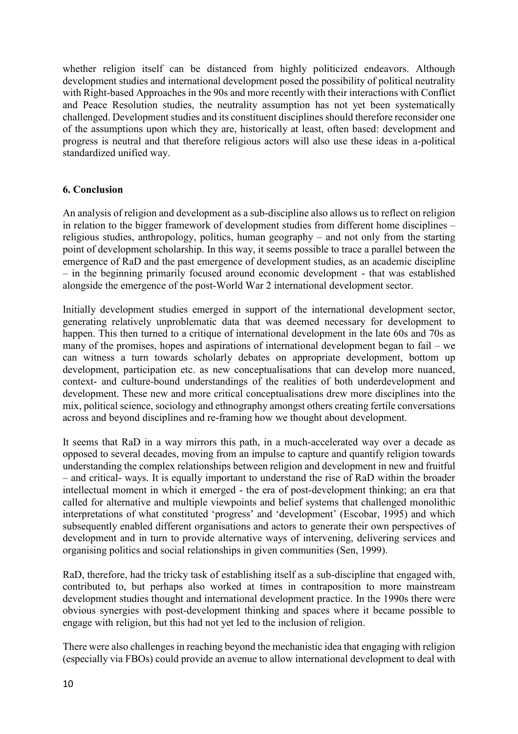whether religion itself can be distanced from highly politicized endeavors. Although development studies and international development posed the possibility of political neutrality with Right-based Approaches in the 90s and more recently with their interactions with Conflict and Peace Resolution studies, the neutrality assumption has not yet been systematically challenged. Development studies and its constituent disciplines should therefore reconsider one of the assumptions upon which they are, historically at least, often based: development and progress is neutral and that therefore religious actors will also use these ideas in a-political standardized unified way.

### 6. Conclusion

An analysis of religion and development as a sub-discipline also allows us to reflect on religion in relation to the bigger framework of development studies from different home disciplines – religious studies, anthropology, politics, human geography – and not only from the starting point of development scholarship. In this way, it seems possible to trace a parallel between the emergence of RaD and the past emergence of development studies, as an academic discipline – in the beginning primarily focused around economic development - that was established alongside the emergence of the post-World War 2 international development sector.

Initially development studies emerged in support of the international development sector, generating relatively unproblematic data that was deemed necessary for development to happen. This then turned to a critique of international development in the late 60s and 70s as many of the promises, hopes and aspirations of international development began to fail – we can witness a turn towards scholarly debates on appropriate development, bottom up development, participation etc. as new conceptualisations that can develop more nuanced, context- and culture-bound understandings of the realities of both underdevelopment and development. These new and more critical conceptualisations drew more disciplines into the mix, political science, sociology and ethnography amongst others creating fertile conversations across and beyond disciplines and re-framing how we thought about development.

It seems that RaD in a way mirrors this path, in a much-accelerated way over a decade as opposed to several decades, moving from an impulse to capture and quantify religion towards understanding the complex relationships between religion and development in new and fruitful – and critical- ways. It is equally important to understand the rise of RaD within the broader intellectual moment in which it emerged - the era of post-development thinking; an era that called for alternative and multiple viewpoints and belief systems that challenged monolithic interpretations of what constituted 'progress' and 'development' (Escobar, 1995) and which subsequently enabled different organisations and actors to generate their own perspectives of development and in turn to provide alternative ways of intervening, delivering services and organising politics and social relationships in given communities (Sen, 1999).

RaD, therefore, had the tricky task of establishing itself as a sub-discipline that engaged with, contributed to, but perhaps also worked at times in contraposition to more mainstream development studies thought and international development practice. In the 1990s there were obvious synergies with post-development thinking and spaces where it became possible to engage with religion, but this had not yet led to the inclusion of religion.

There were also challenges in reaching beyond the mechanistic idea that engaging with religion (especially via FBOs) could provide an avenue to allow international development to deal with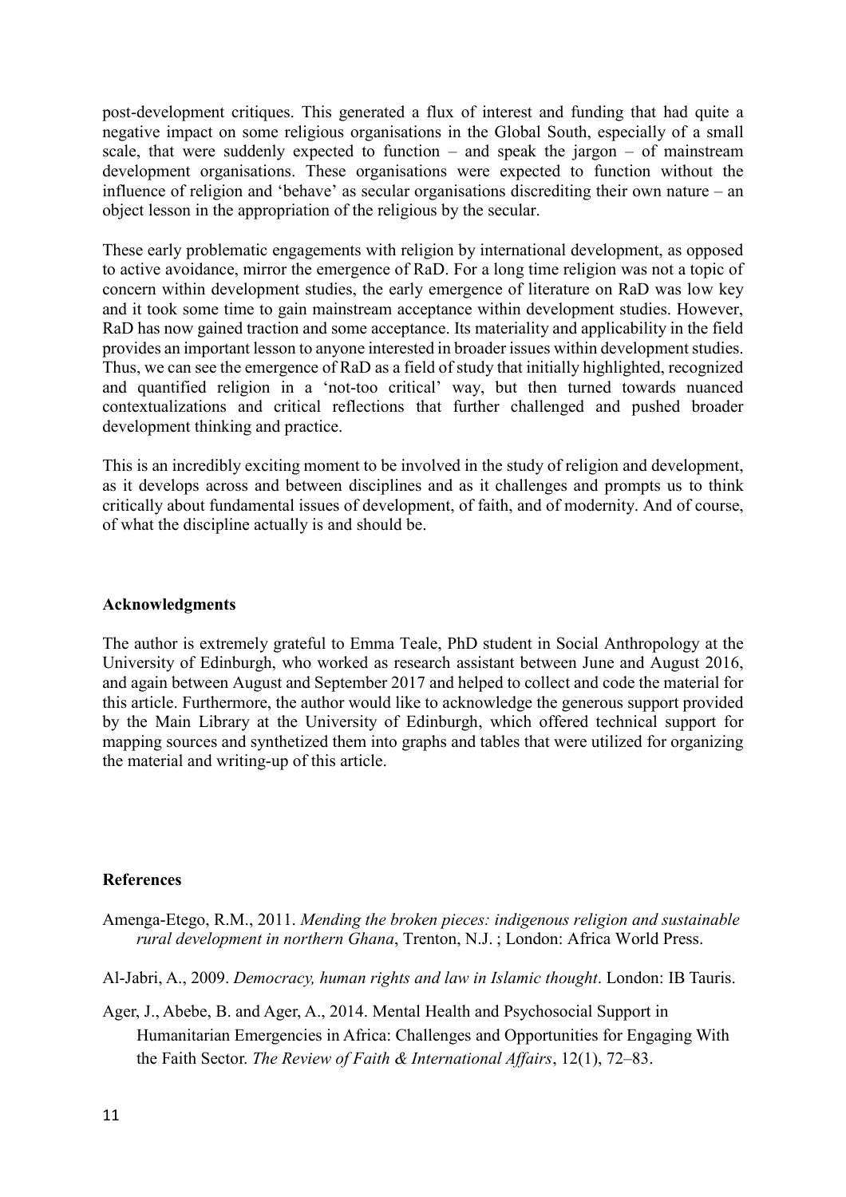post-development critiques. This generated a flux of interest and funding that had quite a negative impact on some religious organisations in the Global South, especially of a small scale, that were suddenly expected to function – and speak the jargon – of mainstream development organisations. These organisations were expected to function without the influence of religion and 'behave' as secular organisations discrediting their own nature – an object lesson in the appropriation of the religious by the secular.

These early problematic engagements with religion by international development, as opposed to active avoidance, mirror the emergence of RaD. For a long time religion was not a topic of concern within development studies, the early emergence of literature on RaD was low key and it took some time to gain mainstream acceptance within development studies. However, RaD has now gained traction and some acceptance. Its materiality and applicability in the field provides an important lesson to anyone interested in broader issues within development studies. Thus, we can see the emergence of RaD as a field of study that initially highlighted, recognized and quantified religion in a 'not-too critical' way, but then turned towards nuanced contextualizations and critical reflections that further challenged and pushed broader development thinking and practice.

This is an incredibly exciting moment to be involved in the study of religion and development, as it develops across and between disciplines and as it challenges and prompts us to think critically about fundamental issues of development, of faith, and of modernity. And of course, of what the discipline actually is and should be.

## Acknowledgments

The author is extremely grateful to Emma Teale, PhD student in Social Anthropology at the University of Edinburgh, who worked as research assistant between June and August 2016, and again between August and September 2017 and helped to collect and code the material for this article. Furthermore, the author would like to acknowledge the generous support provided by the Main Library at the University of Edinburgh, which offered technical support for mapping sources and synthetized them into graphs and tables that were utilized for organizing the material and writing-up of this article.

## References

Amenga-Etego, R.M., 2011. *Mending the broken pieces: indigenous religion and sustainable rural development in northern Ghana*, Trenton, N.J. ; London: Africa World Press.

Al-Jabri, A., 2009. *Democracy, human rights and law in Islamic thought*. London: IB Tauris.

Ager, J., Abebe, B. and Ager, A., 2014. Mental Health and Psychosocial Support in Humanitarian Emergencies in Africa: Challenges and Opportunities for Engaging With the Faith Sector. *The Review of Faith & International Affairs*, 12(1), 72–83.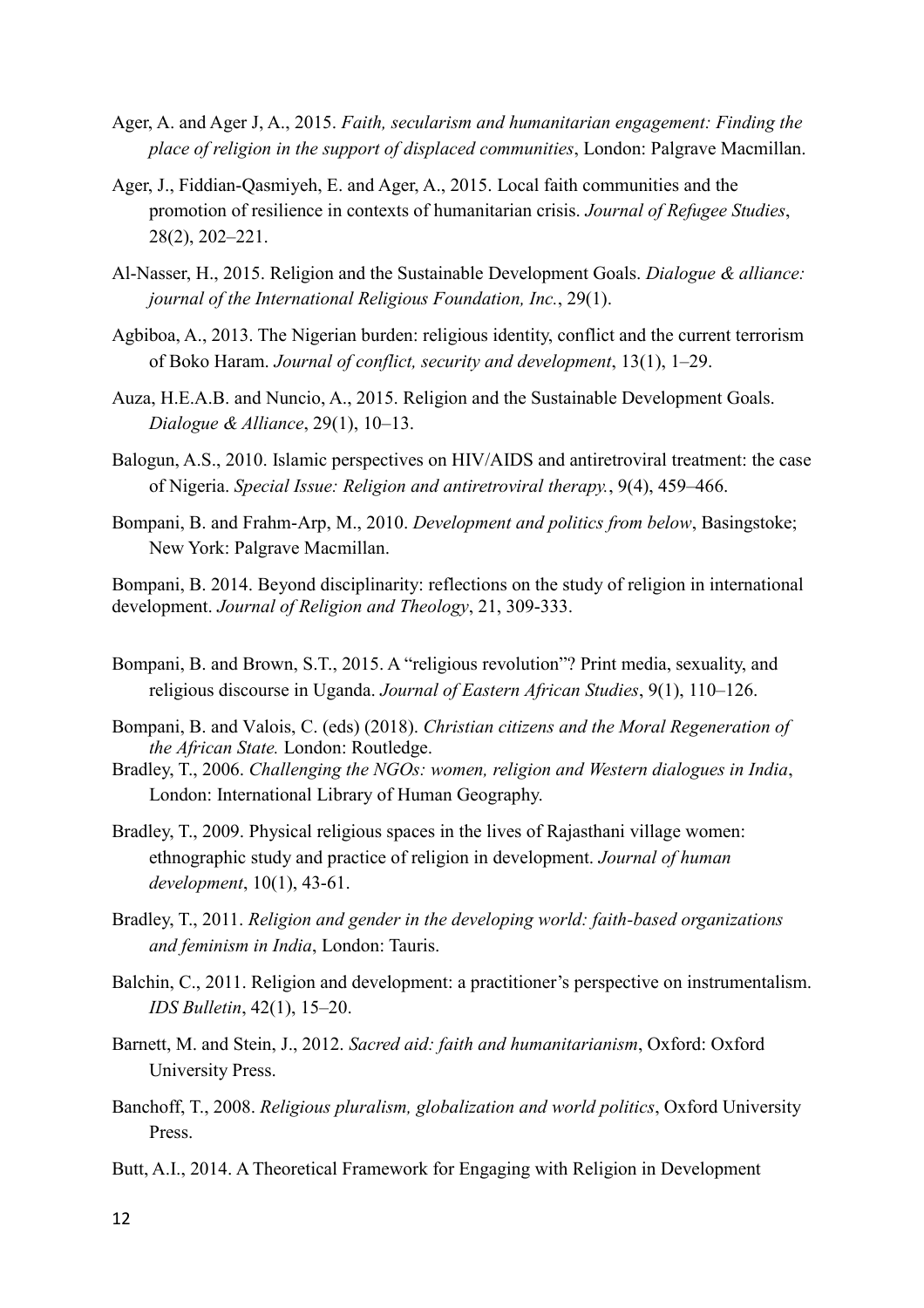Ager, A. and Ager J, A., 2015. *Faith, secularism and humanitarian engagement: Finding the place of religion in the support of displaced communities*, London: Palgrave Macmillan.

Ager, J., Fiddian-Qasmiyeh, E. and Ager, A., 2015. Local faith communities and the promotion of resilience in contexts of humanitarian crisis. *Journal of Refugee Studies*, 28(2), 202–221.

Al-Nasser, H., 2015. Religion and the Sustainable Development Goals. *Dialogue & alliance: journal of the International Religious Foundation, Inc.*, 29(1).

Agbiboa, A., 2013. The Nigerian burden: religious identity, conflict and the current terrorism of Boko Haram. *Journal of conflict, security and development*, 13(1), 1–29.

Auza, H.E.A.B. and Nuncio, A., 2015. Religion and the Sustainable Development Goals. *Dialogue & Alliance*, 29(1), 10–13.

Balogun, A.S., 2010. Islamic perspectives on HIV/AIDS and antiretroviral treatment: the case of Nigeria. *Special Issue: Religion and antiretroviral therapy.*, 9(4), 459–466.

Bompani, B. and Frahm-Arp, M., 2010. *Development and politics from below*, Basingstoke; New York: Palgrave Macmillan.

Bompani, B. 2014. Beyond disciplinarity: reflections on the study of religion in international development. *Journal of Religion and Theology*, 21, 309-333.

Bompani, B. and Brown, S.T., 2015. A "religious revolution"? Print media, sexuality, and religious discourse in Uganda. *Journal of Eastern African Studies*, 9(1), 110–126.

Bompani, B. and Valois, C. (eds) (2018). *Christian citizens and the Moral Regeneration of the African State.* London: Routledge.

Bradley, T., 2006. *Challenging the NGOs: women, religion and Western dialogues in India*, London: International Library of Human Geography.

Bradley, T., 2009. Physical religious spaces in the lives of Rajasthani village women: ethnographic study and practice of religion in development. *Journal of human development*, 10(1), 43-61.

Bradley, T., 2011. *Religion and gender in the developing world: faith-based organizations and feminism in India*, London: Tauris.

Balchin, C., 2011. Religion and development: a practitioner's perspective on instrumentalism. *IDS Bulletin*, 42(1), 15–20.

Barnett, M. and Stein, J., 2012. *Sacred aid: faith and humanitarianism*, Oxford: Oxford University Press.

Banchoff, T., 2008. *Religious pluralism, globalization and world politics*, Oxford University Press.

Butt, A.I., 2014. A Theoretical Framework for Engaging with Religion in Development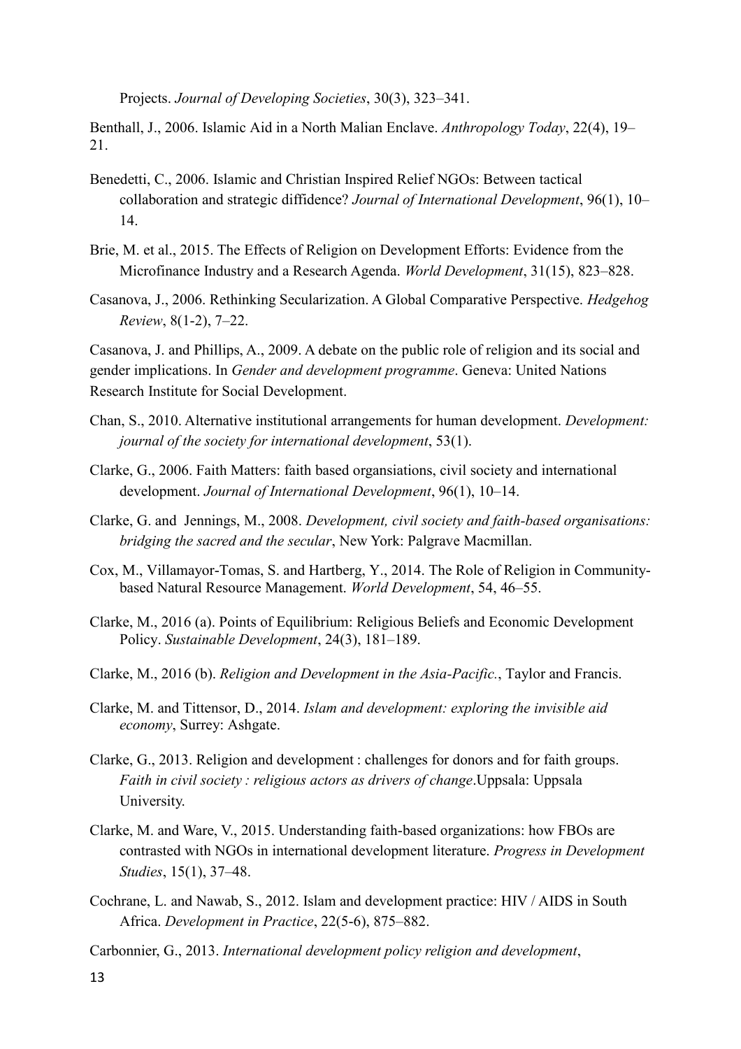Projects. *Journal of Developing Societies*, 30(3), 323–341.

Benthall, J., 2006. Islamic Aid in a North Malian Enclave. *Anthropology Today*, 22(4), 19–21.

Benedetti, C., 2006. Islamic and Christian Inspired Relief NGOs: Between tactical collaboration and strategic diffidence? *Journal of International Development*, 96(1), 10–14.

Brie, M. et al., 2015. The Effects of Religion on Development Efforts: Evidence from the Microfinance Industry and a Research Agenda. *World Development*, 31(15), 823–828.

Casanova, J., 2006. Rethinking Secularization. A Global Comparative Perspective. *Hedgehog Review*, 8(1-2), 7–22.

Casanova, J. and Phillips, A., 2009. A debate on the public role of religion and its social and gender implications. In *Gender and development programme*. Geneva: United Nations Research Institute for Social Development.

Chan, S., 2010. Alternative institutional arrangements for human development. *Development: journal of the society for international development*, 53(1).

Clarke, G., 2006. Faith Matters: faith based organsiations, civil society and international development. *Journal of International Development*, 96(1), 10–14.

Clarke, G. and Jennings, M., 2008. *Development, civil society and faith-based organisations: bridging the sacred and the secular*, New York: Palgrave Macmillan.

Cox, M., Villamayor-Tomas, S. and Hartberg, Y., 2014. The Role of Religion in Community-based Natural Resource Management. *World Development*, 54, 46–55.

Clarke, M., 2016 (a). Points of Equilibrium: Religious Beliefs and Economic Development Policy. *Sustainable Development*, 24(3), 181–189.

Clarke, M., 2016 (b). *Religion and Development in the Asia-Pacific.*, Taylor and Francis.

Clarke, M. and Tittensor, D., 2014. *Islam and development: exploring the invisible aid economy*, Surrey: Ashgate.

Clarke, G., 2013. Religion and development : challenges for donors and for faith groups. *Faith in civil society : religious actors as drivers of change*.Uppsala: Uppsala University.

Clarke, M. and Ware, V., 2015. Understanding faith-based organizations: how FBOs are contrasted with NGOs in international development literature. *Progress in Development Studies*, 15(1), 37–48.

Cochrane, L. and Nawab, S., 2012. Islam and development practice: HIV / AIDS in South Africa. *Development in Practice*, 22(5-6), 875–882.

Carbonnier, G., 2013. *International development policy religion and development*,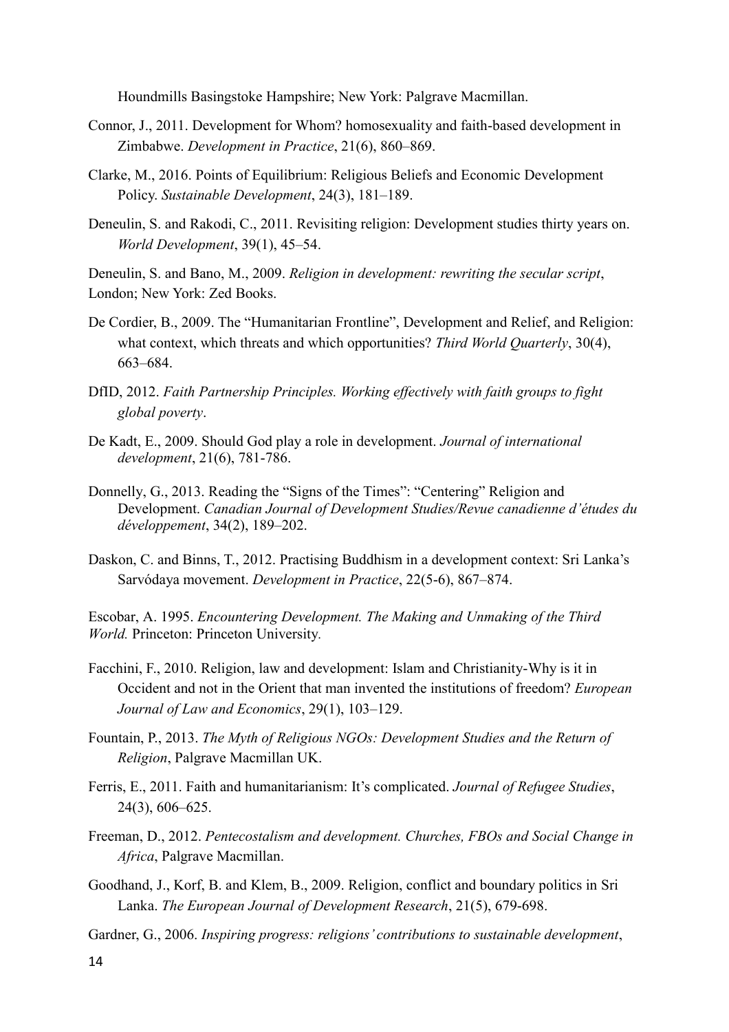Houndmills Basingstoke Hampshire; New York: Palgrave Macmillan.

Connor, J., 2011. Development for Whom? homosexuality and faith-based development in Zimbabwe. *Development in Practice*, 21(6), 860–869.

Clarke, M., 2016. Points of Equilibrium: Religious Beliefs and Economic Development Policy. *Sustainable Development*, 24(3), 181–189.

Deneulin, S. and Rakodi, C., 2011. Revisiting religion: Development studies thirty years on. *World Development*, 39(1), 45–54.

Deneulin, S. and Bano, M., 2009. *Religion in development: rewriting the secular script*, London; New York: Zed Books.

De Cordier, B., 2009. The "Humanitarian Frontline", Development and Relief, and Religion: what context, which threats and which opportunities? *Third World Quarterly*, 30(4), 663–684.

DfID, 2012. *Faith Partnership Principles. Working effectively with faith groups to fight global poverty*.

De Kadt, E., 2009. Should God play a role in development. *Journal of international development*, 21(6), 781-786.

Donnelly, G., 2013. Reading the "Signs of the Times": "Centering" Religion and Development. *Canadian Journal of Development Studies/Revue canadienne d'études du développement*, 34(2), 189–202.

Daskon, C. and Binns, T., 2012. Practising Buddhism in a development context: Sri Lanka's Sarvódaya movement. *Development in Practice*, 22(5-6), 867–874.

Escobar, A. 1995. *Encountering Development. The Making and Unmaking of the Third World.* Princeton: Princeton University.

Facchini, F., 2010. Religion, law and development: Islam and Christianity-Why is it in Occident and not in the Orient that man invented the institutions of freedom? *European Journal of Law and Economics*, 29(1), 103–129.

Fountain, P., 2013. *The Myth of Religious NGOs: Development Studies and the Return of Religion*, Palgrave Macmillan UK.

Ferris, E., 2011. Faith and humanitarianism: It's complicated. *Journal of Refugee Studies*, 24(3), 606–625.

Freeman, D., 2012. *Pentecostalism and development. Churches, FBOs and Social Change in Africa*, Palgrave Macmillan.

Goodhand, J., Korf, B. and Klem, B., 2009. Religion, conflict and boundary politics in Sri Lanka. *The European Journal of Development Research*, 21(5), 679-698.

Gardner, G., 2006. *Inspiring progress: religions' contributions to sustainable development*,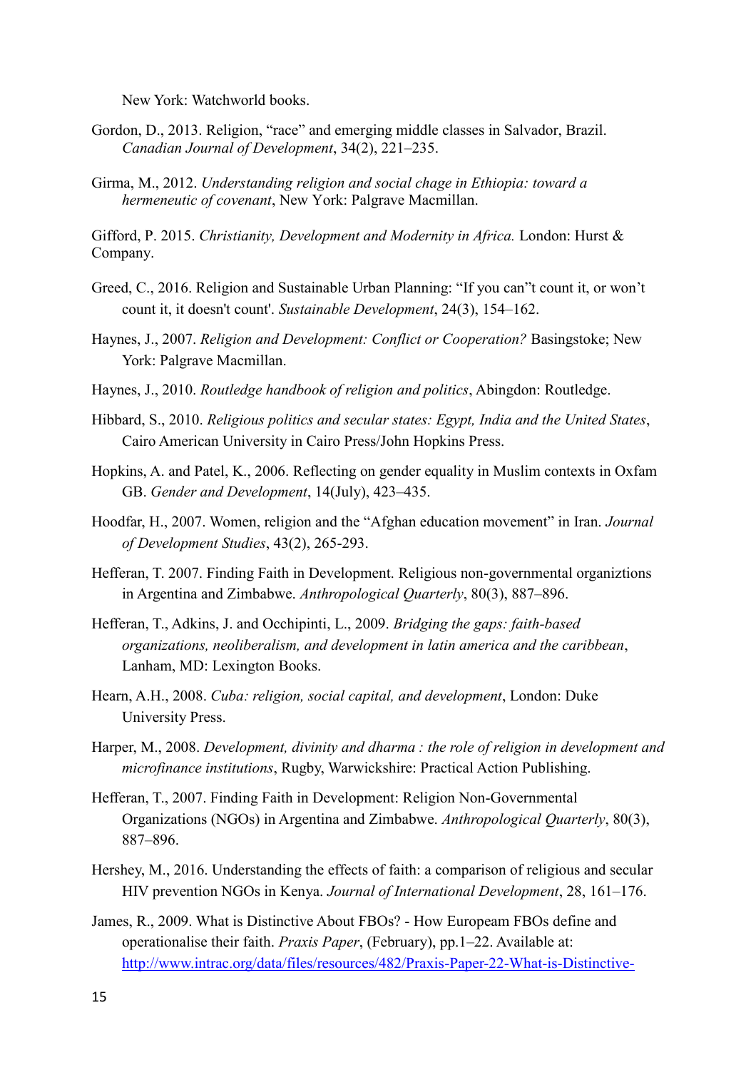New York: Watchworld books.

Gordon, D., 2013. Religion, "race" and emerging middle classes in Salvador, Brazil. *Canadian Journal of Development*, 34(2), 221–235.

Girma, M., 2012. *Understanding religion and social chage in Ethiopia: toward a hermeneutic of covenant*, New York: Palgrave Macmillan.

Gifford, P. 2015. *Christianity, Development and Modernity in Africa.* London: Hurst & Company.

Greed, C., 2016. Religion and Sustainable Urban Planning: "If you can"t count it, or won't count it, it doesn't count'. *Sustainable Development*, 24(3), 154–162.

Haynes, J., 2007. *Religion and Development: Conflict or Cooperation?* Basingstoke; New York: Palgrave Macmillan.

Haynes, J., 2010. *Routledge handbook of religion and politics*, Abingdon: Routledge.

Hibbard, S., 2010. *Religious politics and secular states: Egypt, India and the United States*, Cairo American University in Cairo Press/John Hopkins Press.

Hopkins, A. and Patel, K., 2006. Reflecting on gender equality in Muslim contexts in Oxfam GB. *Gender and Development*, 14(July), 423–435.

Hoodfar, H., 2007. Women, religion and the "Afghan education movement" in Iran. *Journal of Development Studies*, 43(2), 265-293.

Hefferan, T. 2007. Finding Faith in Development. Religious non-governmental organiztions in Argentina and Zimbabwe. *Anthropological Quarterly*, 80(3), 887–896.

Hefferan, T., Adkins, J. and Occhipinti, L., 2009. *Bridging the gaps: faith-based organizations, neoliberalism, and development in latin america and the caribbean*, Lanham, MD: Lexington Books.

Hearn, A.H., 2008. *Cuba: religion, social capital, and development*, London: Duke University Press.

Harper, M., 2008. *Development, divinity and dharma : the role of religion in development and microfinance institutions*, Rugby, Warwickshire: Practical Action Publishing.

Hefferan, T., 2007. Finding Faith in Development: Religion Non-Governmental Organizations (NGOs) in Argentina and Zimbabwe. *Anthropological Quarterly*, 80(3), 887–896.

Hershey, M., 2016. Understanding the effects of faith: a comparison of religious and secular HIV prevention NGOs in Kenya. *Journal of International Development*, 28, 161–176.

James, R., 2009. What is Distinctive About FBOs? - How Europeam FBOs define and operationalise their faith. *Praxis Paper*, (February), pp.1–22. Available at: http://www.intrac.org/data/files/resources/482/Praxis-Paper-22-What-is-Distinctive-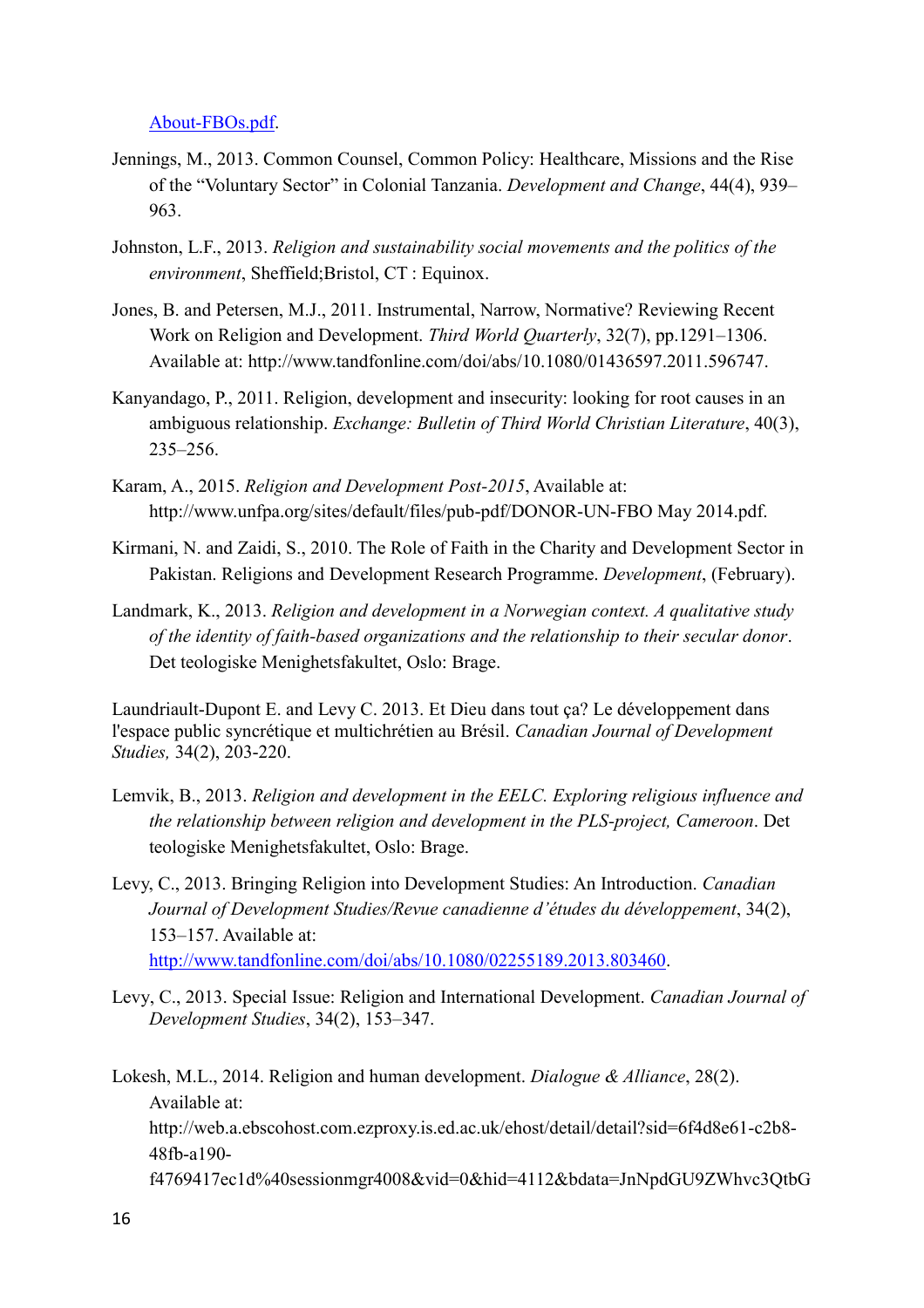About-FBOs.pdf.

Jennings, M., 2013. Common Counsel, Common Policy: Healthcare, Missions and the Rise of the "Voluntary Sector" in Colonial Tanzania. *Development and Change*, 44(4), 939–963.

Johnston, L.F., 2013. *Religion and sustainability social movements and the politics of the environment*, Sheffield;Bristol, CT : Equinox.

Jones, B. and Petersen, M.J., 2011. Instrumental, Narrow, Normative? Reviewing Recent Work on Religion and Development. *Third World Quarterly*, 32(7), pp.1291–1306. Available at: http://www.tandfonline.com/doi/abs/10.1080/01436597.2011.596747.

Kanyandago, P., 2011. Religion, development and insecurity: looking for root causes in an ambiguous relationship. *Exchange: Bulletin of Third World Christian Literature*, 40(3), 235–256.

Karam, A., 2015. *Religion and Development Post-2015*, Available at: http://www.unfpa.org/sites/default/files/pub-pdf/DONOR-UN-FBO May 2014.pdf.

Kirmani, N. and Zaidi, S., 2010. The Role of Faith in the Charity and Development Sector in Pakistan. Religions and Development Research Programme. *Development*, (February).

Landmark, K., 2013. *Religion and development in a Norwegian context. A qualitative study of the identity of faith-based organizations and the relationship to their secular donor*. Det teologiske Menighetsfakultet, Oslo: Brage.

Laundriault-Dupont E. and Levy C. 2013. Et Dieu dans tout ça? Le développement dans l'espace public syncrétique et multichrétien au Brésil. *Canadian Journal of Development Studies,* 34(2), 203-220.

Lemvik, B., 2013. *Religion and development in the EELC. Exploring religious influence and the relationship between religion and development in the PLS-project, Cameroon*. Det teologiske Menighetsfakultet, Oslo: Brage.

Levy, C., 2013. Bringing Religion into Development Studies: An Introduction. *Canadian Journal of Development Studies/Revue canadienne d'études du développement*, 34(2), 153–157. Available at: http://www.tandfonline.com/doi/abs/10.1080/02255189.2013.803460.

Levy, C., 2013. Special Issue: Religion and International Development. *Canadian Journal of Development Studies*, 34(2), 153–347.

Lokesh, M.L., 2014. Religion and human development. *Dialogue & Alliance*, 28(2). Available at: http://web.a.ebscohost.com.ezproxy.is.ed.ac.uk/ehost/detail/detail?sid=6f4d8e61-c2b8-48fb-a190-f4769417ec1d%40sessionmgr4008&vid=0&hid=4112&bdata=JnNpdGU9ZWhvc3QtbG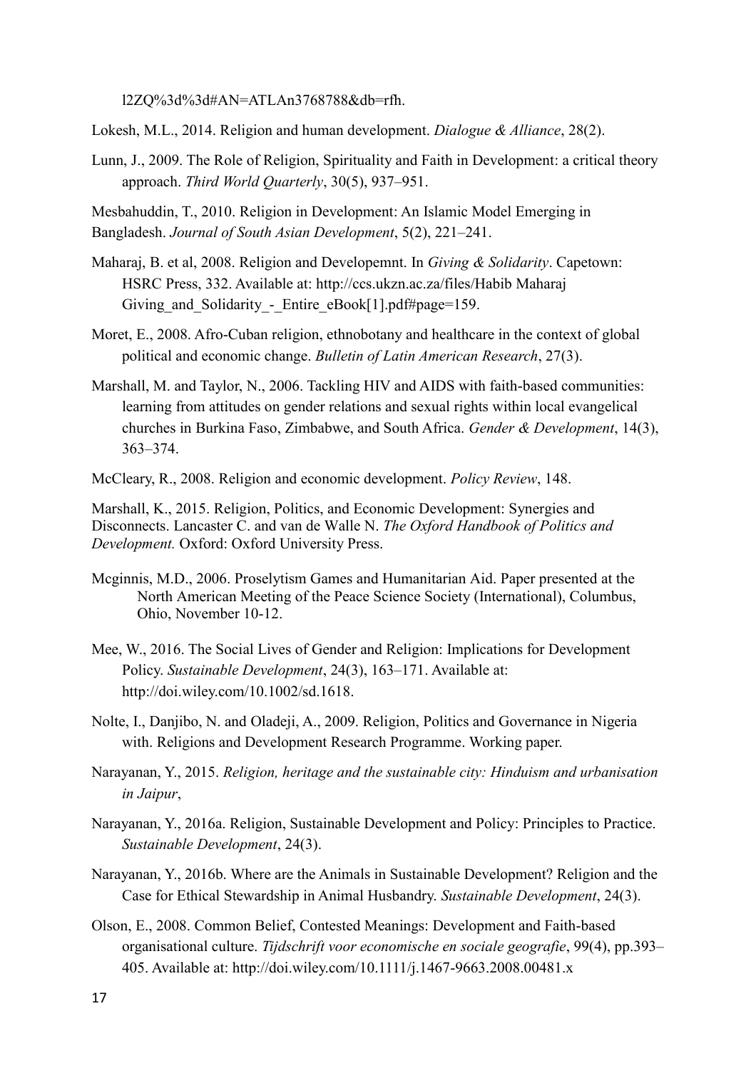l2ZQ%3d%3d#AN=ATLAn3768788&db=rfh.

Lokesh, M.L., 2014. Religion and human development. *Dialogue & Alliance*, 28(2).

Lunn, J., 2009. The Role of Religion, Spirituality and Faith in Development: a critical theory approach. *Third World Quarterly*, 30(5), 937–951.

Mesbahuddin, T., 2010. Religion in Development: An Islamic Model Emerging in Bangladesh. *Journal of South Asian Development*, 5(2), 221–241.

Maharaj, B. et al, 2008. Religion and Developemnt. In *Giving & Solidarity*. Capetown: HSRC Press, 332. Available at: http://ccs.ukzn.ac.za/files/Habib Maharaj Giving_and_Solidarity_-_Entire_eBook[1].pdf#page=159.

Moret, E., 2008. Afro-Cuban religion, ethnobotany and healthcare in the context of global political and economic change. *Bulletin of Latin American Research*, 27(3).

Marshall, M. and Taylor, N., 2006. Tackling HIV and AIDS with faith-based communities: learning from attitudes on gender relations and sexual rights within local evangelical churches in Burkina Faso, Zimbabwe, and South Africa. *Gender & Development*, 14(3), 363–374.

McCleary, R., 2008. Religion and economic development. *Policy Review*, 148.

Marshall, K., 2015. Religion, Politics, and Economic Development: Synergies and Disconnects. Lancaster C. and van de Walle N. *The Oxford Handbook of Politics and Development.* Oxford: Oxford University Press.

Mcginnis, M.D., 2006. Proselytism Games and Humanitarian Aid. Paper presented at the North American Meeting of the Peace Science Society (International), Columbus, Ohio, November 10-12.

Mee, W., 2016. The Social Lives of Gender and Religion: Implications for Development Policy. *Sustainable Development*, 24(3), 163–171. Available at: http://doi.wiley.com/10.1002/sd.1618.

Nolte, I., Danjibo, N. and Oladeji, A., 2009. Religion, Politics and Governance in Nigeria with. Religions and Development Research Programme. Working paper.

Narayanan, Y., 2015. *Religion, heritage and the sustainable city: Hinduism and urbanisation in Jaipur*,

Narayanan, Y., 2016a. Religion, Sustainable Development and Policy: Principles to Practice. *Sustainable Development*, 24(3).

Narayanan, Y., 2016b. Where are the Animals in Sustainable Development? Religion and the Case for Ethical Stewardship in Animal Husbandry. *Sustainable Development*, 24(3).

Olson, E., 2008. Common Belief, Contested Meanings: Development and Faith-based organisational culture. *Tijdschrift voor economische en sociale geografie*, 99(4), pp.393–405. Available at: http://doi.wiley.com/10.1111/j.1467-9663.2008.00481.x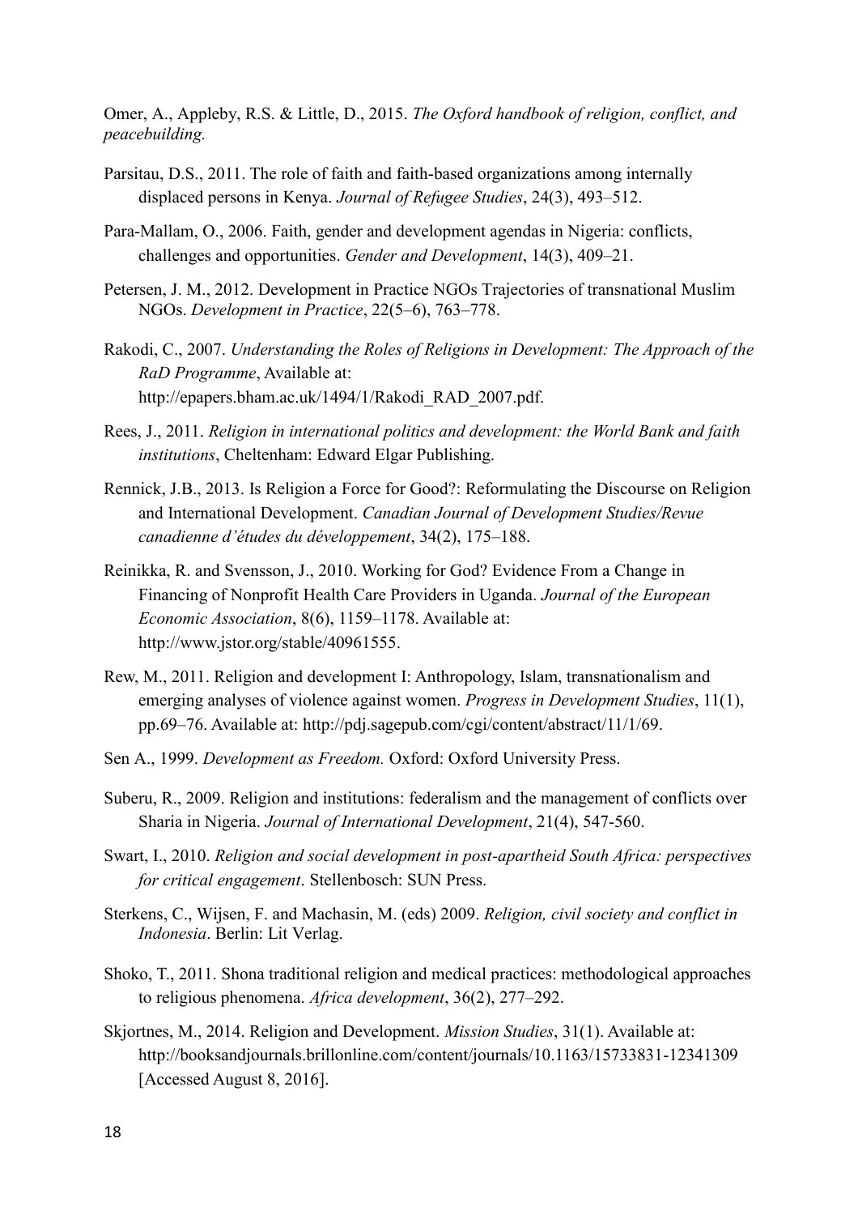Omer, A., Appleby, R.S. & Little, D., 2015. *The Oxford handbook of religion, conflict, and peacebuilding.*

Parsitau, D.S., 2011. The role of faith and faith-based organizations among internally displaced persons in Kenya. *Journal of Refugee Studies*, 24(3), 493–512.

Para-Mallam, O., 2006. Faith, gender and development agendas in Nigeria: conflicts, challenges and opportunities. *Gender and Development*, 14(3), 409–21.

Petersen, J. M., 2012. Development in Practice NGOs Trajectories of transnational Muslim NGOs. *Development in Practice*, 22(5–6), 763–778.

Rakodi, C., 2007. *Understanding the Roles of Religions in Development: The Approach of the RaD Programme*, Available at: http://epapers.bham.ac.uk/1494/1/Rakodi_RAD_2007.pdf.

Rees, J., 2011. *Religion in international politics and development: the World Bank and faith institutions*, Cheltenham: Edward Elgar Publishing.

Rennick, J.B., 2013. Is Religion a Force for Good?: Reformulating the Discourse on Religion and International Development. *Canadian Journal of Development Studies/Revue canadienne d'études du développement*, 34(2), 175–188.

Reinikka, R. and Svensson, J., 2010. Working for God? Evidence From a Change in Financing of Nonprofit Health Care Providers in Uganda. *Journal of the European Economic Association*, 8(6), 1159–1178. Available at: http://www.jstor.org/stable/40961555.

Rew, M., 2011. Religion and development I: Anthropology, Islam, transnationalism and emerging analyses of violence against women. *Progress in Development Studies*, 11(1), pp.69–76. Available at: http://pdj.sagepub.com/cgi/content/abstract/11/1/69.

Sen A., 1999. *Development as Freedom.* Oxford: Oxford University Press.

Suberu, R., 2009. Religion and institutions: federalism and the management of conflicts over Sharia in Nigeria. *Journal of International Development*, 21(4), 547-560.

Swart, I., 2010. *Religion and social development in post-apartheid South Africa: perspectives for critical engagement*. Stellenbosch: SUN Press.

Sterkens, C., Wijsen, F. and Machasin, M. (eds) 2009. *Religion, civil society and conflict in Indonesia*. Berlin: Lit Verlag.

Shoko, T., 2011. Shona traditional religion and medical practices: methodological approaches to religious phenomena. *Africa development*, 36(2), 277–292.

Skjortnes, M., 2014. Religion and Development. *Mission Studies*, 31(1). Available at: http://booksandjournals.brillonline.com/content/journals/10.1163/15733831-12341309 [Accessed August 8, 2016].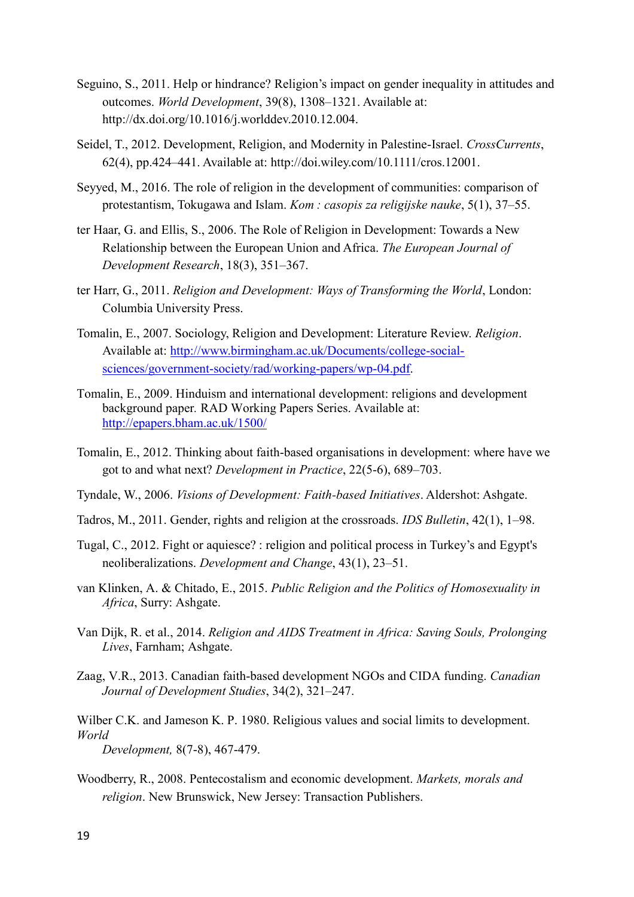Seguino, S., 2011. Help or hindrance? Religion's impact on gender inequality in attitudes and outcomes. *World Development*, 39(8), 1308–1321. Available at: http://dx.doi.org/10.1016/j.worlddev.2010.12.004.

Seidel, T., 2012. Development, Religion, and Modernity in Palestine-Israel. *CrossCurrents*, 62(4), pp.424–441. Available at: http://doi.wiley.com/10.1111/cros.12001.

Seyyed, M., 2016. The role of religion in the development of communities: comparison of protestantism, Tokugawa and Islam. *Kom : casopis za religijske nauke*, 5(1), 37–55.

ter Haar, G. and Ellis, S., 2006. The Role of Religion in Development: Towards a New Relationship between the European Union and Africa. *The European Journal of Development Research*, 18(3), 351–367.

ter Harr, G., 2011. *Religion and Development: Ways of Transforming the World*, London: Columbia University Press.

Tomalin, E., 2007. Sociology, Religion and Development: Literature Review. *Religion*. Available at: http://www.birmingham.ac.uk/Documents/college-social-sciences/government-society/rad/working-papers/wp-04.pdf.

Tomalin, E., 2009. Hinduism and international development: religions and development background paper. RAD Working Papers Series. Available at: http://epapers.bham.ac.uk/1500/

Tomalin, E., 2012. Thinking about faith-based organisations in development: where have we got to and what next? *Development in Practice*, 22(5-6), 689–703.

Tyndale, W., 2006. *Visions of Development: Faith-based Initiatives*. Aldershot: Ashgate.

Tadros, M., 2011. Gender, rights and religion at the crossroads. *IDS Bulletin*, 42(1), 1–98.

Tugal, C., 2012. Fight or aquiesce? : religion and political process in Turkey's and Egypt's neoliberalizations. *Development and Change*, 43(1), 23–51.

van Klinken, A. & Chitado, E., 2015. *Public Religion and the Politics of Homosexuality in Africa*, Surry: Ashgate.

Van Dijk, R. et al., 2014. *Religion and AIDS Treatment in Africa: Saving Souls, Prolonging Lives*, Farnham; Ashgate.

Zaag, V.R., 2013. Canadian faith-based development NGOs and CIDA funding. *Canadian Journal of Development Studies*, 34(2), 321–247.

Wilber C.K. and Jameson K. P. 1980. Religious values and social limits to development. *World Development,* 8(7-8), 467-479.

Woodberry, R., 2008. Pentecostalism and economic development. *Markets, morals and religion*. New Brunswick, New Jersey: Transaction Publishers.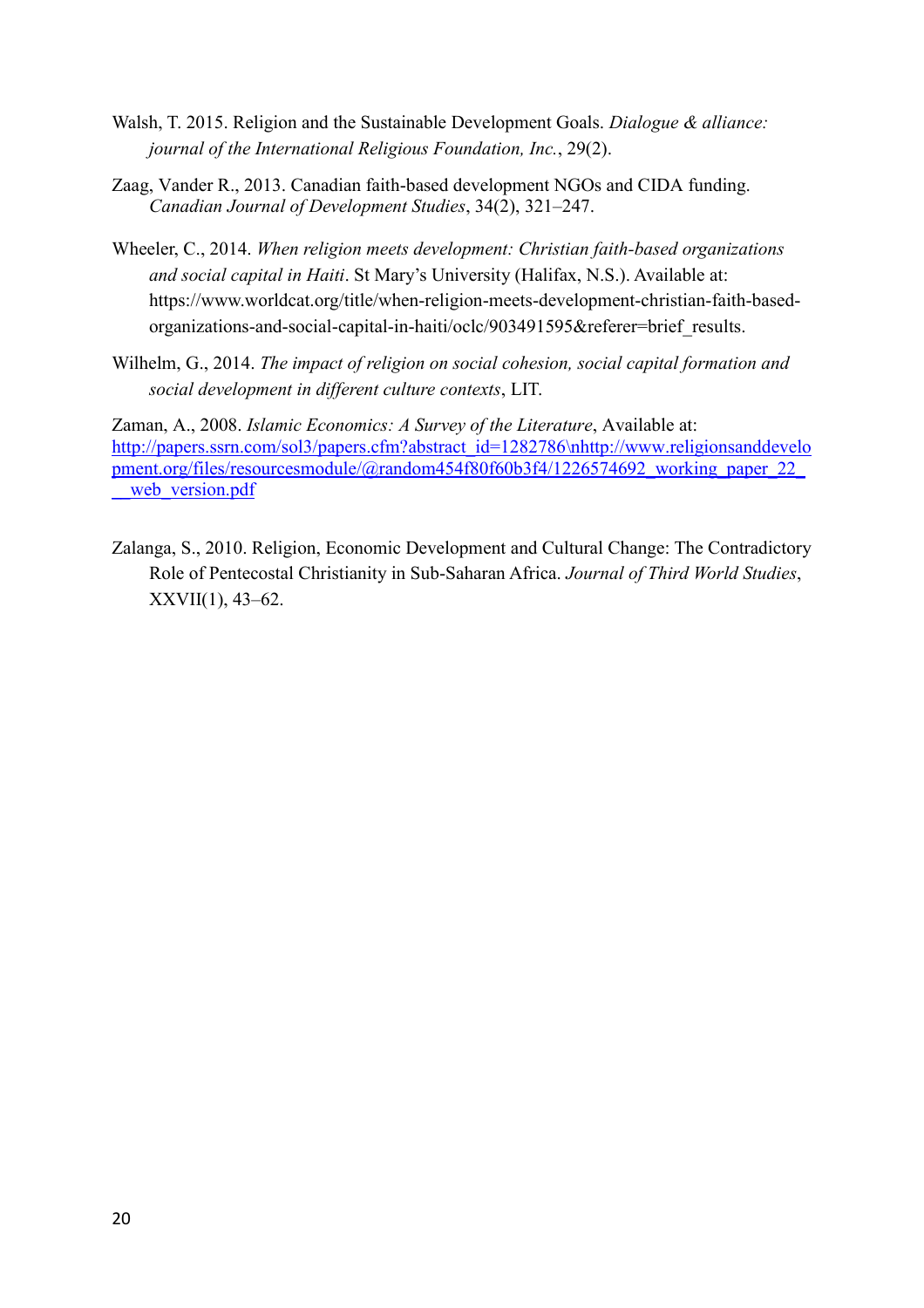Walsh, T. 2015. Religion and the Sustainable Development Goals. *Dialogue & alliance: journal of the International Religious Foundation, Inc.*, 29(2).

Zaag, Vander R., 2013. Canadian faith-based development NGOs and CIDA funding. *Canadian Journal of Development Studies*, 34(2), 321–247.

Wheeler, C., 2014. *When religion meets development: Christian faith-based organizations and social capital in Haiti*. St Mary's University (Halifax, N.S.). Available at: https://www.worldcat.org/title/when-religion-meets-development-christian-faith-based-organizations-and-social-capital-in-haiti/oclc/903491595&referer=brief_results.

Wilhelm, G., 2014. *The impact of religion on social cohesion, social capital formation and social development in different culture contexts*, LIT.

Zaman, A., 2008. *Islamic Economics: A Survey of the Literature*, Available at: http://papers.ssrn.com/sol3/papers.cfm?abstract_id=1282786\nhttp://www.religionsanddevelopment.org/files/resourcesmodule/@random454f80f60b3f4/1226574692_working_paper_22__web_version.pdf

Zalanga, S., 2010. Religion, Economic Development and Cultural Change: The Contradictory Role of Pentecostal Christianity in Sub-Saharan Africa. *Journal of Third World Studies*, XXVII(1), 43–62.